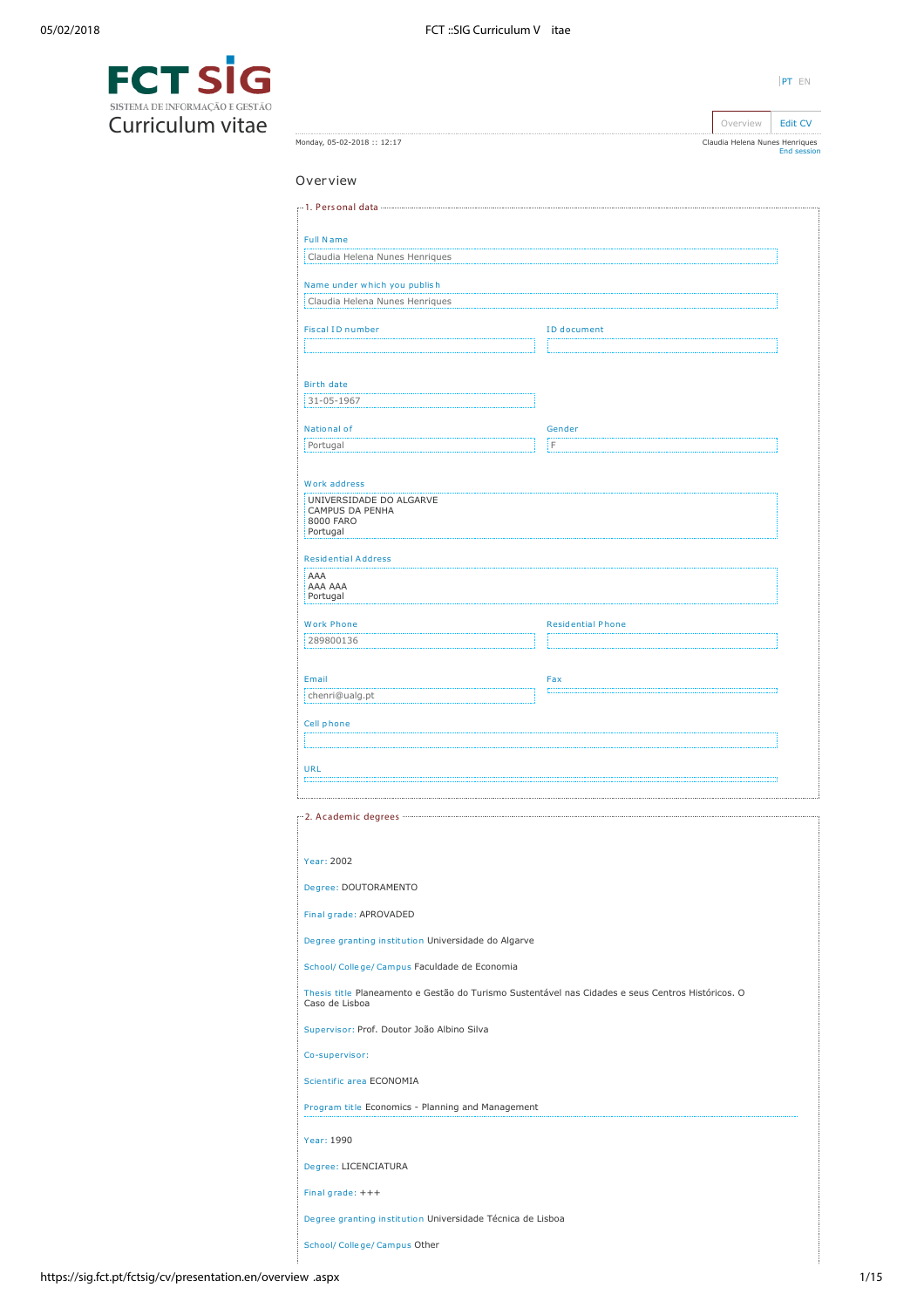# FCT SIG
SISTEMA DE INFORMAÇÃO E GESTÃO
Curriculum vitae

PT EN

Overview | Edit CV

Monday, 05-02-2018 :: 12:17

Claudia Helena Nunes Henriques
End session

## Overview

### 1. Personal data

**Full Name**
Claudia Helena Nunes Henriques

**Name under which you publish**
Claudia Helena Nunes Henriques

**Fiscal ID number**

**ID document**

**Birth date**
31-05-1967

**National of**
Portugal

**Gender**
F

**Work address**
UNIVERSIDADE DO ALGARVE
CAMPUS DA PENHA
8000 FARO
Portugal

**Residential Address**
AAA
AAA AAA
Portugal

**Work Phone**
289800136

**Residential Phone**

**Email**
chenri@ualg.pt

**Fax**

**Cell phone**

**URL**

### 2. Academic degrees

**Year:** 2002

**Degree:** DOUTORAMENTO

**Final grade:** APROVADED

**Degree granting institution** Universidade do Algarve

**School/ College/ Campus** Faculdade de Economia

**Thesis title** Planeamento e Gestão do Turismo Sustentável nas Cidades e seus Centros Históricos. O Caso de Lisboa

**Supervisor:** Prof. Doutor João Albino Silva

**Co-supervisor:**

**Scientific area** ECONOMIA

**Program title** Economics - Planning and Management

**Year:** 1990

**Degree:** LICENCIATURA

**Final grade:** +++

**Degree granting institution** Universidade Técnica de Lisboa

**School/ College/ Campus** Other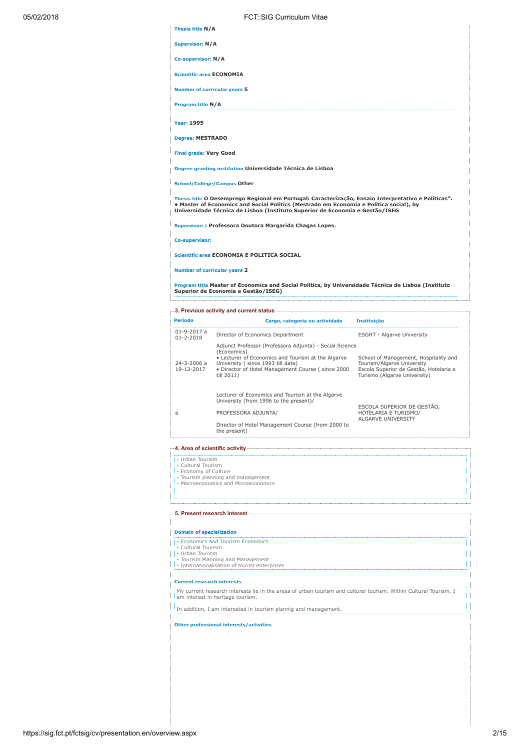**Thesis title** N/A

**Supervisor:** N/A

**Co-supervisor:** N/A

**Scientific area** ECONOMIA

**Number of curricular years** 5

**Program title** N/A

---

**Year:** 1995

**Degree:** MESTRADO

**Final grade:** Very Good

**Degree granting institution** Universidade Técnica de Lisboa

**School/College/Campus** Other

**Thesis title** O Desemprego Regional em Portugal: Caracterização, Ensaio Interpretativo e Políticas".
• Master of Economics and Social Politics (Mestrado em Economia e Política social), by Universidade Técnica de Lisboa (Instituto Superior de Economia e Gestão/ISEG

**Supervisor:** : Professora Doutora Margarida Chagas Lopes.

**Co-supervisor:**

**Scientific area** ECONOMIA E POLITICA SOCIAL

**Number of curricular years** 2

**Program title** Master of Economics and Social Politics, by Universidade Técnica de Lisboa (Instituto Superior de Economia e Gestão/ISEG)

## 3. Previous activity and current status

| Período | Cargo, categoria ou actividade | Instituição |
|---|---|---|
| 01-9-2017 a 01-2-2018 | Director of Economics Department | ESGHT - Algarve University |
| 24-3-2006 a 19-12-2017 | Adjunct Professor (Professora Adjunta) - Social Science (Economics) • Lecturer of Economics and Tourism at the Algarve University ( since 1993 till date) • Director of Hotel Management Course ( since 2000 till 2011) | School of Management, Hospitality and Tourism/Algarve University Escola Superior de Gestão, Hotelaria e Turismo (Algarve University) |
| a | Lecturer of Economics and Tourism at the Algarve University (from 1996 to the present)/ PROFESSORA ADJUNTA/ Director of Hotel Management Course (from 2000 to the present) | ESCOLA SUPERIOR DE GESTÃO, HOTELARIA E TURISMO/ ALGARVE UNIVERSITY |

## 4. Area of scientific activity

- Urban Tourism
- Cultural Tourism
- Economy of Culture
- Tourism planning and management
- Macroeconomics and Microeconomics

## 5. Present research interest

**Domain of specialization**

- Economics and Tourism Economics
- Cultural Tourism
- Urban Tourism
- Tourism Planning and Management
- Internationalisation of tourist enterprises

**Current research interests**

My current research interests lie in the areas of urban tourism and cultural tourism. Within Cultural Tourism, I am interest in heritage tourism.

In addition, I am interested in tourism plannig and management.

**Other professional interests/activities**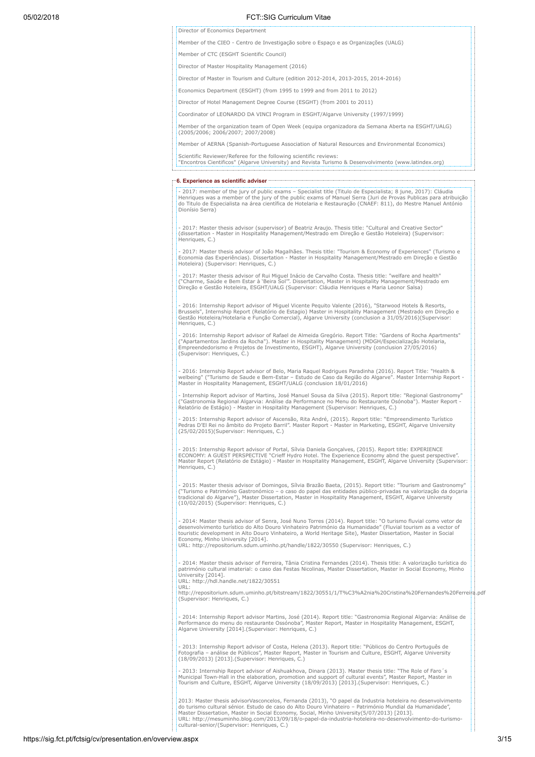Director of Economics Department

Member of the CIEO - Centro de Investigação sobre o Espaço e as Organizações (UALG)

Member of CTC (ESGHT Scientific Council)

Director of Master Hospitality Management (2016)

Director of Master in Tourism and Culture (edition 2012-2014, 2013-2015, 2014-2016)

Economics Department (ESGHT) (from 1995 to 1999 and from 2011 to 2012)

Director of Hotel Management Degree Course (ESGHT) (from 2001 to 2011)

Coordinator of LEONARDO DA VINCI Program in ESGHT/Algarve University (1997/1999)

Member of the organization team of Open Week (equipa organizadora da Semana Aberta na ESGHT/UALG) (2005/2006; 2006/2007; 2007/2008)

Member of AERNA (Spanish-Portuguese Association of Natural Resources and Environmental Economics)

Scientific Reviewer/Referee for the following scientific reviews:
"Encontros Científicos" (Algarve University) and Revista Turismo & Desenvolvimento (www.latindex.org)

## 6. Experience as scientific adviser

- 2017: member of the jury of public exams – Specialist title (Título de Especialista; 8 june, 2017): Cláudia Henriques was a member of the jury of the public exams of Manuel Serra (Juri de Provas Publicas para atribuição do Título de Especialista na área científica de Hotelaria e Restauração (CNAEF: 811), do Mestre Manuel António Dionísio Serra)

- 2017: Master thesis advisor (supervisor) of Beatriz Araujo. Thesis title: "Cultural and Creative Sector" (dissertation - Master in Hospitality Management/Mestrado em Direção e Gestão Hoteleira) (Supervisor: Henriques, C.)

- 2017: Master thesis advisor of João Magalhães. Thesis title: "Tourism & Economy of Experiences" (Turismo e Economia das Experiências). Dissertation - Master in Hospitality Management/Mestrado em Direção e Gestão Hoteleira) (Supervisor: Henriques, C.)

- 2017: Master thesis advisor of Rui Miguel Inácio de Carvalho Costa. Thesis title: "welfare and health" ("Charme, Saúde e Bem Estar à 'Beira Sol'". Dissertation, Master in Hospitality Management/Mestrado em Direção e Gestão Hoteleira, ESGHT/UALG (Supervisor: Cláudia Henriques e Maria Leonor Salsa)

- 2016: Internship Report advisor of Miguel Vicente Pequito Valente (2016), "Starwood Hotels & Resorts, Brussels", Internship Report (Relatório de Estagio) Master in Hospitality Management (Mestrado em Direção e Gestão Hoteleira/Hotelaria e Função Comercial), Algarve University (conclusion a 31/05/2016)(Supervisor: Henriques, C.)

- 2016: Internship Report advisor of Rafael de Almeida Gregório. Report Title: "Gardens of Rocha Apartments" ("Apartamentos Jardins da Rocha"). Master in Hospitality Management) (MDGH/Especialização Hotelaria, Empreendedorismo e Projetos de Investimento, ESGHT), Algarve University (conclusion 27/05/2016) (Supervisor: Henriques, C.)

- 2016: Internship Report advisor of Belo, Maria Raquel Rodrigues Paradinha (2016). Report Title: "Health & welbeing" ("Turismo de Saude e Bem-Estar – Estudo de Caso da Região do Algarve". Master Internship Report - Master in Hospitality Management, ESGHT/UALG (conclusion 18/01/2016)

- Internship Report advisor of Martins, José Manuel Sousa da Silva (2015). Report title: "Regional Gastronomy" ("Gastronomia Regional Algarvia: Análise da Performance no Menu do Restaurante Osónoba"). Master Report - Relatório de Estágio) - Master in Hospitality Management (Supervisor: Henriques, C.)

- 2015: Internship Report advisor of Ascensão, Rita André, (2015). Report title: "Empreendimento Turístico Pedras D'El Rei no âmbito do Projeto Barril". Master Report - Master in Marketing, ESGHT, Algarve University (25/02/2015)(Supervisor: Henriques, C.)

- 2015: Internship Report advisor of Portal, Sílvia Daniela Gonçalves, (2015). Report title: EXPERIENCE ECONOMY: A GUEST PERSPECTIVE "Crieff Hydro Hotel. The Experience Economy abnd the guest perspective". Master Report (Relatório de Estágio) - Master in Hospitality Management, ESGHT, Algarve University (Supervisor: Henriques, C.)

- 2015: Master thesis advisor of Domingos, Sílvia Brazão Baeta, (2015). Report title: "Tourism and Gastronomy" ("Turismo e Património Gastronómico – o caso do papel das entidades público-privadas na valorização da doçaria tradicional do Algarve"), Master Dissertation, Master in Hospitality Management, ESGHT, Algarve University (10/02/2015) (Supervisor: Henriques, C.)

- 2014: Master thesis advisor of Senra, José Nuno Torres (2014). Report title: "O turismo fluvial como vetor de desenvolvimento turístico do Alto Douro Vinhateiro Património da Humanidade" (Fluvial tourism as a vector of touristic development in Alto Douro Vinhateiro, a World Heritage Site), Master Dissertation, Master in Social Economy, Minho University [2014].
URL: http://repositorium.sdum.uminho.pt/handle/1822/30550 (Supervisor: Henriques, C.)

- 2014: Master thesis advisor of Ferreira, Tânia Cristina Fernandes (2014). Thesis title: A valorização turística do património cultural imaterial: o caso das Festas Nicolinas, Master Dissertation, Master in Social Economy, Minho University [2014].
URL: http://hdl.handle.net/1822/30551
URL:
http://repositorium.sdum.uminho.pt/bitstream/1822/30551/1/T%C3%A2nia%20Cristina%20Fernandes%20Ferreira.pdf
(Supervisor: Henriques, C.)

- 2014: Internship Report advisor Martins, José (2014). Report title: "Gastronomia Regional Algarvia: Análise de Performance do menu do restaurante Ossónoba", Master Report, Master in Hospitality Management, ESGHT, Algarve University [2014].(Supervisor: Henriques, C.)

- 2013: Internship Report advisor of Costa, Helena (2013). Report title: "Públicos do Centro Português de Fotografia – análise de Públicos", Master Report, Master in Tourism and Culture, ESGHT, Algarve University (18/09/2013) [2013].(Supervisor: Henriques, C.)

- 2013: Internship Report advisor of Aishuakhova, Dinara (2013). Master thesis title: "The Role of Faro´s Municipal Town-Hall in the elaboration, promotion and support of cultural events", Master Report, Master in Tourism and Culture, ESGHT, Algarve University (18/09/2013) [2013].(Supervisor: Henriques, C.)

2013: Master thesis advisorVasconcelos, Fernanda (2013), "O papel da Industria hoteleira no desenvolvimento do turismo cultural sénior. Estudo de caso do Alto Douro Vinhateiro – Património Mundial da Humanidade", Master Dissertation, Master in Social Economy, Social, Minho University(5/07/2013) [2013].
URL: http://mesuminho.blog.com/2013/09/18/o-papel-da-industria-hoteleira-no-desenvolvimento-do-turismo-cultural-senior/(Supervisor: Henriques, C.)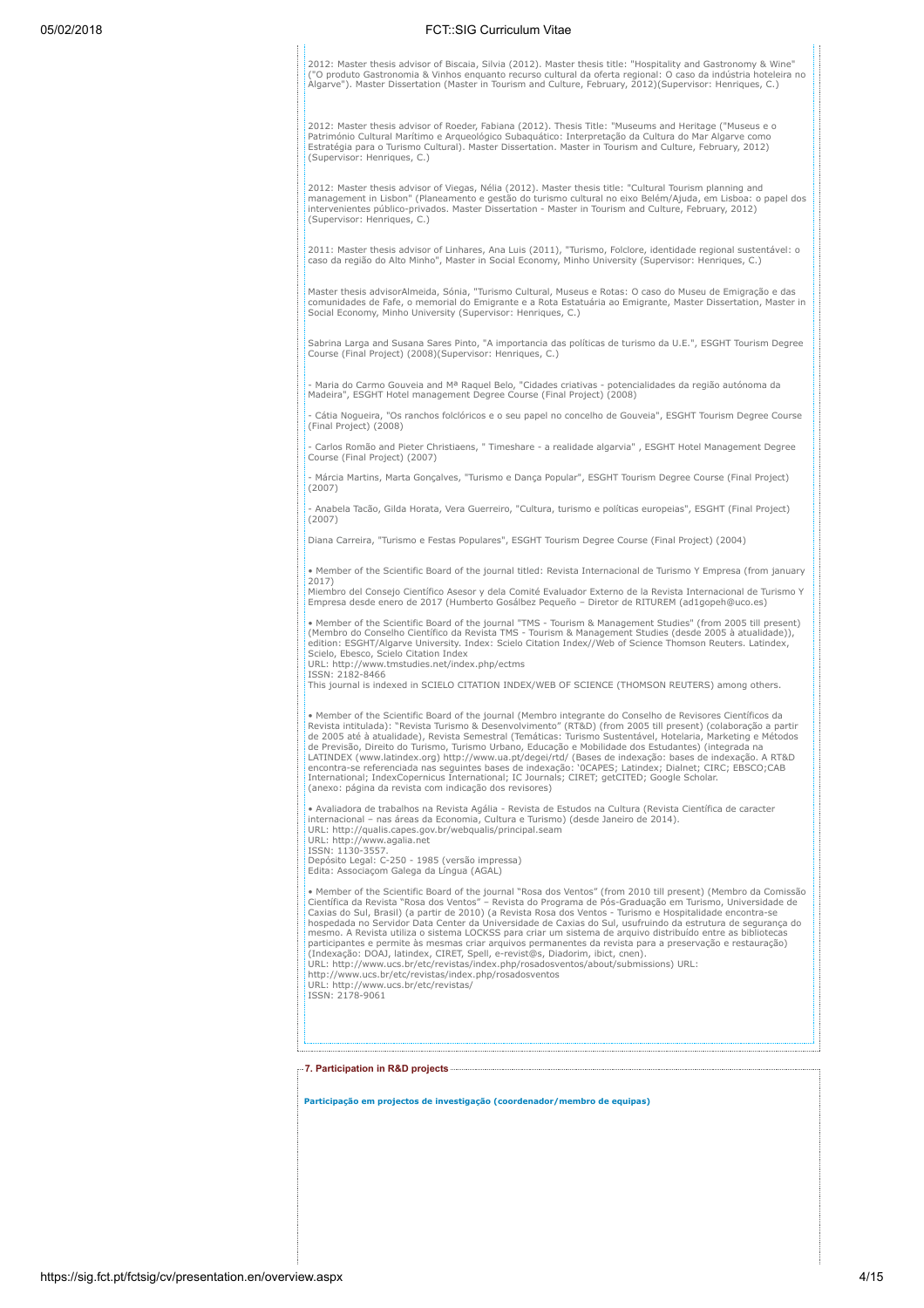2012: Master thesis advisor of Biscaia, Silvia (2012). Master thesis title: "Hospitality and Gastronomy & Wine" ("O produto Gastronomia & Vinhos enquanto recurso cultural da oferta regional: O caso da indústria hoteleira no Algarve"). Master Dissertation (Master in Tourism and Culture, February, 2012)(Supervisor: Henriques, C.)

2012: Master thesis advisor of Roeder, Fabiana (2012). Thesis Title: "Museums and Heritage ("Museus e o Património Cultural Marítimo e Arqueológico Subaquático: Interpretação da Cultura do Mar Algarve como Estratégia para o Turismo Cultural). Master Dissertation. Master in Tourism and Culture, February, 2012) (Supervisor: Henriques, C.)

2012: Master thesis advisor of Viegas, Nélia (2012). Master thesis title: "Cultural Tourism planning and management in Lisbon" (Planeamento e gestão do turismo cultural no eixo Belém/Ajuda, em Lisboa: o papel dos intervenientes público-privados. Master Dissertation - Master in Tourism and Culture, February, 2012) (Supervisor: Henriques, C.)

2011: Master thesis advisor of Linhares, Ana Luis (2011), "Turismo, Folclore, identidade regional sustentável: o caso da região do Alto Minho", Master in Social Economy, Minho University (Supervisor: Henriques, C.)

Master thesis advisorAlmeida, Sónia, "Turismo Cultural, Museus e Rotas: O caso do Museu de Emigração e das comunidades de Fafe, o memorial do Emigrante e a Rota Estatuária ao Emigrante, Master Dissertation, Master in Social Economy, Minho University (Supervisor: Henriques, C.)

Sabrina Larga and Susana Sares Pinto, "A importancia das políticas de turismo da U.E.", ESGHT Tourism Degree Course (Final Project) (2008)(Supervisor: Henriques, C.)

- Maria do Carmo Gouveia and Mª Raquel Belo, "Cidades criativas - potencialidades da região autónoma da Madeira", ESGHT Hotel management Degree Course (Final Project) (2008)

- Cátia Nogueira, "Os ranchos folclóricos e o seu papel no concelho de Gouveia", ESGHT Tourism Degree Course (Final Project) (2008)

- Carlos Romão and Pieter Christiaens, " Timeshare - a realidade algarvia" , ESGHT Hotel Management Degree Course (Final Project) (2007)

- Márcia Martins, Marta Gonçalves, "Turismo e Dança Popular", ESGHT Tourism Degree Course (Final Project) (2007)

- Anabela Tacão, Gilda Horata, Vera Guerreiro, "Cultura, turismo e políticas europeias", ESGHT (Final Project) (2007)

Diana Carreira, "Turismo e Festas Populares", ESGHT Tourism Degree Course (Final Project) (2004)

• Member of the Scientific Board of the journal titled: Revista Internacional de Turismo Y Empresa (from january 2017)
Miembro del Consejo Científico Asesor y dela Comité Evaluador Externo de la Revista Internacional de Turismo Y Empresa desde enero de 2017 (Humberto Gosálbez Pequeño – Diretor de RITUREM (ad1gopeh@uco.es)

• Member of the Scientific Board of the journal "TMS - Tourism & Management Studies" (from 2005 till present) (Membro do Conselho Científico da Revista TMS - Tourism & Management Studies (desde 2005 à atualidade)), edition: ESGHT/Algarve University. Index: Scielo Citation Index//Web of Science Thomson Reuters. Latindex, Scielo, Ebesco, Scielo Citation Index
URL: http://www.tmstudies.net/index.php/ectms
ISSN: 2182-8466
This journal is indexed in SCIELO CITATION INDEX/WEB OF SCIENCE (THOMSON REUTERS) among others.

• Member of the Scientific Board of the journal (Membro integrante do Conselho de Revisores Científicos da Revista intitulada): "Revista Turismo & Desenvolvimento" (RT&D) (from 2005 till present) (colaboração a partir de 2005 até à atualidade), Revista Semestral (Temáticas: Turismo Sustentável, Hotelaria, Marketing e Métodos de Previsão, Direito do Turismo, Turismo Urbano, Educação e Mobilidade dos Estudantes) (integrada na LATINDEX (www.latindex.org) http://www.ua.pt/degei/rtd/ (Bases de indexação: bases de indexação. A RT&D encontra-se referenciada nas seguintes bases de indexação: 'OCAPES; Latindex; Dialnet; CIRC; EBSCO;CAB International; IndexCopernicus International; IC Journals; CIRET; getCITED; Google Scholar.
(anexo: página da revista com indicação dos revisores)

• Avaliadora de trabalhos na Revista Agália - Revista de Estudos na Cultura (Revista Científica de caracter internacional – nas áreas da Economia, Cultura e Turismo) (desde Janeiro de 2014).
URL: http://qualis.capes.gov.br/webqualis/principal.seam
URL: http://www.agalia.net
ISSN: 1130-3557.
Depósito Legal: C-250 - 1985 (versão impressa)
Edita: Associaçom Galega da Língua (AGAL)

• Member of the Scientific Board of the journal "Rosa dos Ventos" (from 2010 till present) (Membro da Comissão Científica da Revista "Rosa dos Ventos" – Revista do Programa de Pós-Graduação em Turismo, Universidade de Caxias do Sul, Brasil) (a partir de 2010) (a Revista Rosa dos Ventos - Turismo e Hospitalidade encontra-se hospedada no Servidor Data Center da Universidade de Caxias do Sul, usufruindo da estrutura de segurança do mesmo. A Revista utiliza o sistema LOCKSS para criar um sistema de arquivo distribuído entre as bibliotecas participantes e permite às mesmas criar arquivos permanentes da revista para a preservação e restauração) (Indexação: DOAJ, latindex, CIRET, Spell, e-revist@s, Diadorim, ibict, cnen).
URL: http://www.ucs.br/etc/revistas/index.php/rosadosventos/about/submissions) URL:
http://www.ucs.br/etc/revistas/index.php/rosadosventos
URL: http://www.ucs.br/etc/revistas/
ISSN: 2178-9061

## 7. Participation in R&D projects

**Participação em projectos de investigação (coordenador/membro de equipas)**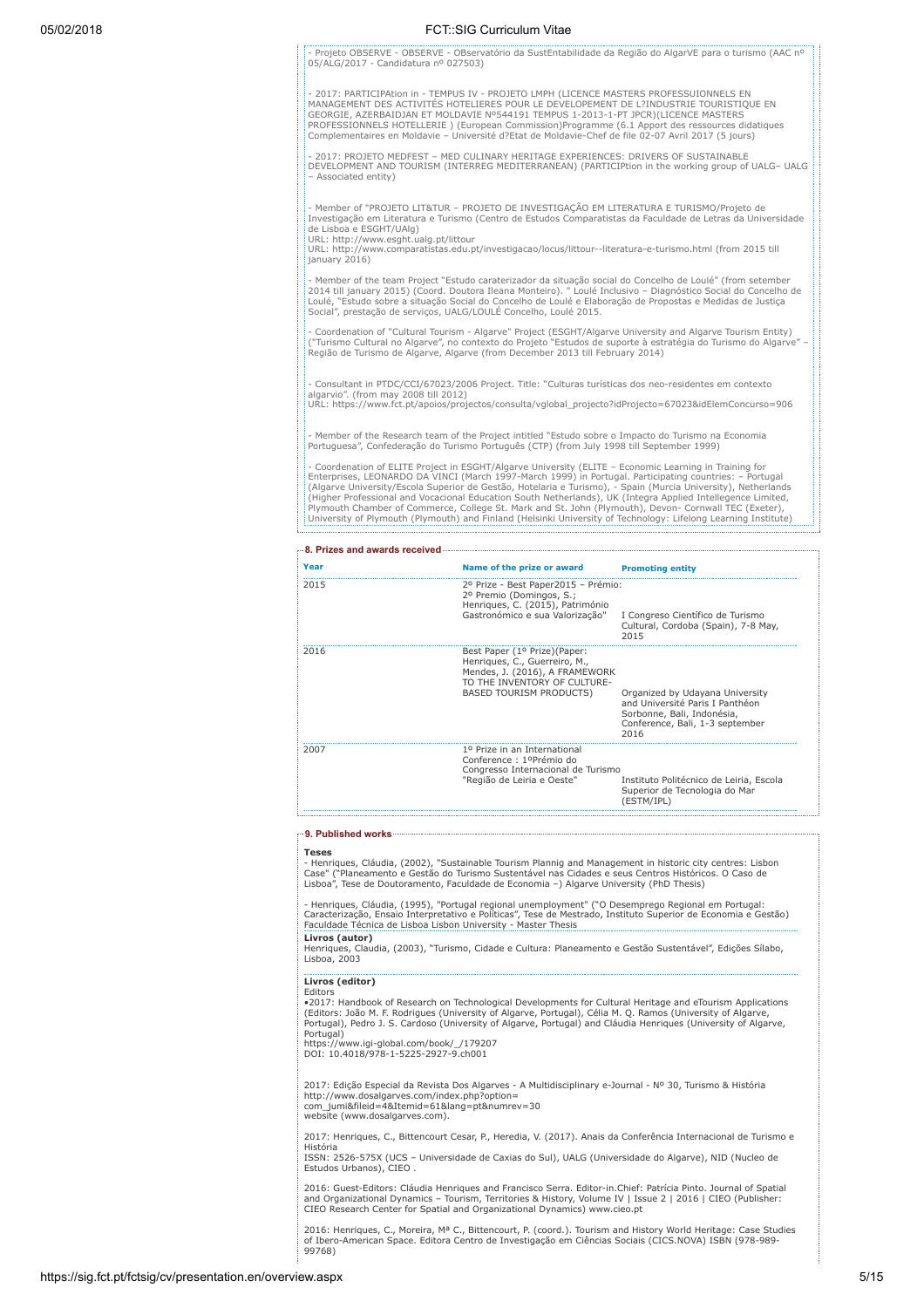- Projeto OBSERVE - OBSERVE - OBservatório da SustEntabilidade da Região do AlgarVE para o turismo (AAC nº 05/ALG/2017 - Candidatura nº 027503)

- 2017: PARTICIPAtion in - TEMPUS IV - PROJETO LMPH (LICENCE MASTERS PROFESSUIONNELS EN MANAGEMENT DES ACTIVITÉS HOTELIERES POUR LE DEVELOPEMENT DE L?INDUSTRIE TOURISTIQUE EN GEORGIE, AZERBAIDJAN ET MOLDAVIE Nº544191 TEMPUS 1-2013-1-PT JPCR)(LICENCE MASTERS PROFESSIONNELS HOTELLERIE ) (European Commission)Programme (6.1 Apport des ressources didatiques Complementaires en Moldavie – Université d?Etat de Moldavie-Chef de file 02-07 Avril 2017 (5 jours)

- 2017: PROJETO MEDFEST – MED CULINARY HERITAGE EXPERIENCES: DRIVERS OF SUSTAINABLE DEVELOPMENT AND TOURISM (INTERREG MEDITERRANEAN) (PARTICIPtion in the working group of UALG– UALG – Associated entity)

- Member of "PROJETO LIT&TUR – PROJETO DE INVESTIGAÇÃO EM LITERATURA E TURISMO/Projeto de Investigação em Literatura e Turismo (Centro de Estudos Comparatistas da Faculdade de Letras da Universidade de Lisboa e ESGHT/UAlg)
URL: http://www.esght.ualg.pt/littour
URL: http://www.comparatistas.edu.pt/investigacao/locus/littour--literatura-e-turismo.html (from 2015 till january 2016)

- Member of the team Project "Estudo caraterizador da situação social do Concelho de Loulé" (from setember 2014 till january 2015) (Coord. Doutora Ileana Monteiro). " Loulé Inclusivo – Diagnóstico Social do Concelho de Loulé, "Estudo sobre a situação Social do Concelho de Loulé e Elaboração de Propostas e Medidas de Justiça Social", prestação de serviços, UALG/LOULÉ Concelho, Loulé 2015.

- Coordenation of "Cultural Tourism - Algarve" Project (ESGHT/Algarve University and Algarve Tourism Entity) ("Turismo Cultural no Algarve", no contexto do Projeto "Estudos de suporte à estratégia do Turismo do Algarve" – Região de Turismo de Algarve, Algarve (from December 2013 till February 2014)

- Consultant in PTDC/CCI/67023/2006 Project. Title: "Culturas turísticas dos neo-residentes em contexto algarvio". (from may 2008 till 2012)
URL: https://www.fct.pt/apoios/projectos/consulta/vglobal_projecto?idProjecto=67023&idElemConcurso=906

- Member of the Research team of the Project intitled "Estudo sobre o Impacto do Turismo na Economia Portuguesa", Confederação do Turismo Português (CTP) (from July 1998 till September 1999)

- Coordenation of ELITE Project in ESGHT/Algarve University (ELITE – Economic Learning in Training for Enterprises, LEONARDO DA VINCI (March 1997-March 1999) in Portugal. Participating countries: – Portugal (Algarve University/Escola Superior de Gestão, Hotelaria e Turismo), - Spain (Murcia University), Netherlands (Higher Professional and Vocacional Education South Netherlands), UK (Integra Applied Intellegence Limited, Plymouth Chamber of Commerce, College St. Mark and St. John (Plymouth), Devon- Cornwall TEC (Exeter), University of Plymouth (Plymouth) and Finland (Helsinki University of Technology: Lifelong Learning Institute)

## 8. Prizes and awards received

| Year | Name of the prize or award | Promoting entity |
|---|---|---|
| 2015 | 2º Prize - Best Paper2015 – Prémio: 2º Premio (Domingos, S.; Henriques, C. (2015), Património Gastronómico e sua Valorização" | I Congreso Científico de Turismo Cultural, Cordoba (Spain), 7-8 May, 2015 |
| 2016 | Best Paper (1º Prize)(Paper: Henriques, C., Guerreiro, M., Mendes, J. (2016), A FRAMEWORK TO THE INVENTORY OF CULTURE-BASED TOURISM PRODUCTS) | Organized by Udayana University and Université Paris I Panthéon Sorbonne, Bali, Indonésia, Conference, Bali, 1-3 september 2016 |
| 2007 | 1º Prize in an International Conference : 1ºPrémio do Congresso Internacional de Turismo "Região de Leiria e Oeste" | Instituto Politécnico de Leiria, Escola Superior de Tecnologia do Mar (ESTM/IPL) |

## 9. Published works

**Teses**
- Henriques, Cláudia, (2002), "Sustainable Tourism Plannig and Management in historic city centres: Lisbon Case" ("Planeamento e Gestão do Turismo Sustentável nas Cidades e seus Centros Históricos. O Caso de Lisboa", Tese de Doutoramento, Faculdade de Economia –) Algarve University (PhD Thesis)

- Henriques, Cláudia, (1995), "Portugal regional unemployment" ("O Desemprego Regional em Portugal: Caracterização, Ensaio Interpretativo e Políticas", Tese de Mestrado, Instituto Superior de Economia e Gestão) Faculdade Técnica de Lisboa Lisbon University - Master Thesis

**Livros (autor)**
Henriques, Claudia, (2003), "Turismo, Cidade e Cultura: Planeamento e Gestão Sustentável", Edições Sílabo, Lisboa, 2003

**Livros (editor)**
Editors
•2017: Handbook of Research on Technological Developments for Cultural Heritage and eTourism Applications (Editors: João M. F. Rodrigues (University of Algarve, Portugal), Célia M. Q. Ramos (University of Algarve, Portugal), Pedro J. S. Cardoso (University of Algarve, Portugal) and Cláudia Henriques (University of Algarve, Portugal)
https://www.igi-global.com/book/_/179207
DOI: 10.4018/978-1-5225-2927-9.ch001

2017: Edição Especial da Revista Dos Algarves - A Multidisciplinary e-Journal - Nº 30, Turismo & História
http://www.dosalgarves.com/index.php?option=
com_jumi&fileid=4&Itemid=61&lang=pt&numrev=30
website (www.dosalgarves.com).

2017: Henriques, C., Bittencourt Cesar, P., Heredia, V. (2017). Anais da Conferência Internacional de Turismo e História
ISSN: 2526-575X (UCS – Universidade de Caxias do Sul), UALG (Universidade do Algarve), NID (Nucleo de Estudos Urbanos), CIEO .

2016: Guest-Editors: Cláudia Henriques and Francisco Serra. Editor-in.Chief: Patrícia Pinto. Journal of Spatial and Organizational Dynamics – Tourism, Territories & History, Volume IV | Issue 2 | 2016 | CIEO (Publisher: CIEO Research Center for Spatial and Organizational Dynamics) www.cieo.pt

2016: Henriques, C., Moreira, Mª C., Bittencourt, P. (coord.). Tourism and History World Heritage: Case Studies of Ibero-American Space. Editora Centro de Investigação em Ciências Sociais (CICS.NOVA) ISBN (978-989-99768)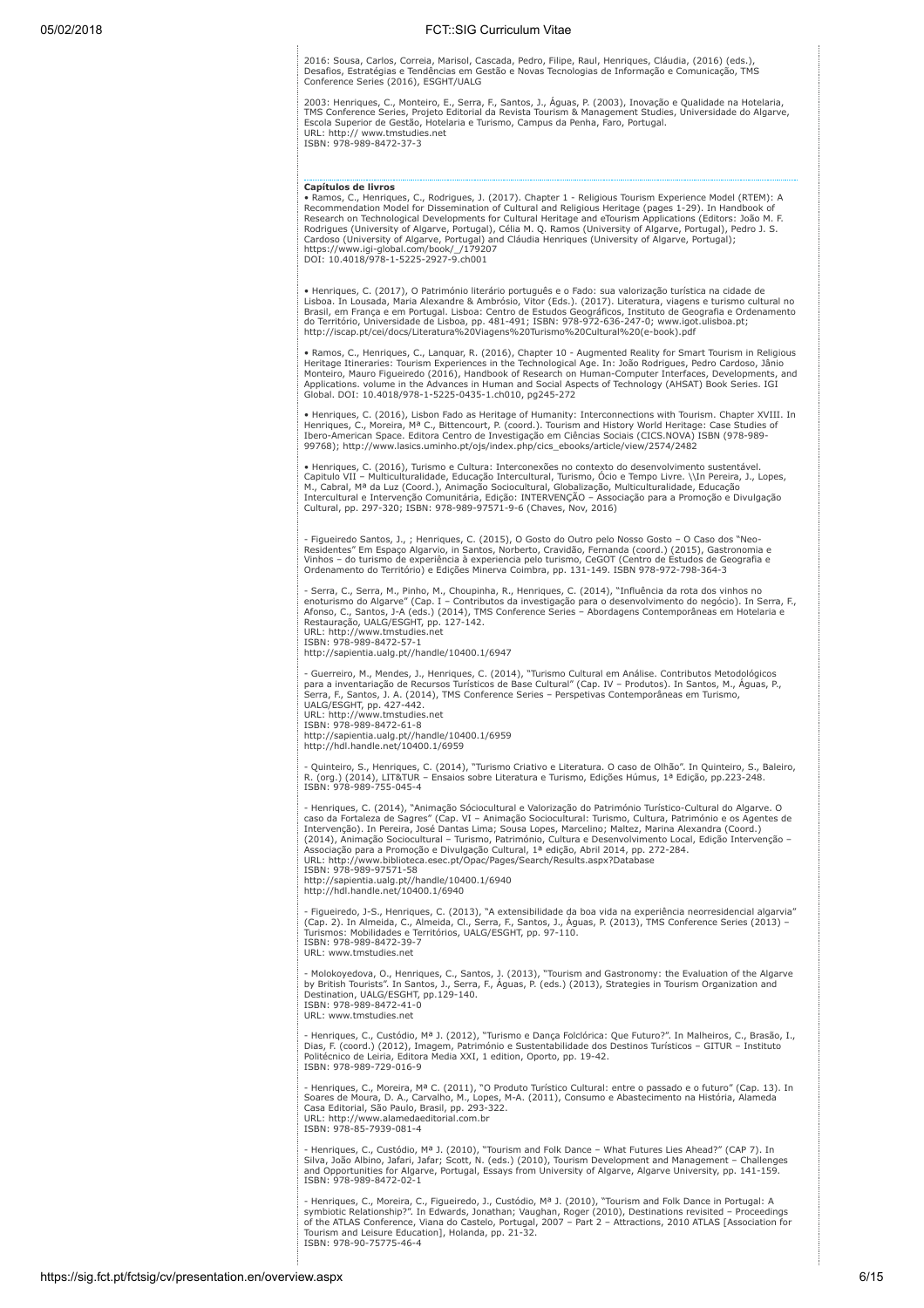2016: Sousa, Carlos, Correia, Marisol, Cascada, Pedro, Filipe, Raul, Henriques, Cláudia, (2016) (eds.), Desafios, Estratégias e Tendências em Gestão e Novas Tecnologias de Informação e Comunicação, TMS Conference Series (2016), ESGHT/UALG

2003: Henriques, C., Monteiro, E., Serra, F., Santos, J., Águas, P. (2003), Inovação e Qualidade na Hotelaria, TMS Conference Series, Projeto Editorial da Revista Tourism & Management Studies, Universidade do Algarve, Escola Superior de Gestão, Hotelaria e Turismo, Campus da Penha, Faro, Portugal.
URL: http:// www.tmstudies.net
ISBN: 978-989-8472-37-3

**Capítulos de livros**

• Ramos, C., Henriques, C., Rodrigues, J. (2017). Chapter 1 - Religious Tourism Experience Model (RTEM): A Recommendation Model for Dissemination of Cultural and Religious Heritage (pages 1-29). In Handbook of Research on Technological Developments for Cultural Heritage and eTourism Applications (Editors: João M. F. Rodrigues (University of Algarve, Portugal), Célia M. Q. Ramos (University of Algarve, Portugal), Pedro J. S. Cardoso (University of Algarve, Portugal) and Cláudia Henriques (University of Algarve, Portugal); https://www.igi-global.com/book/_/179207
DOI: 10.4018/978-1-5225-2927-9.ch001

• Henriques, C. (2017), O Património literário português e o Fado: sua valorização turística na cidade de Lisboa. In Lousada, Maria Alexandre & Ambrósio, Vítor (Eds.). (2017). Literatura, viagens e turismo cultural no Brasil, em França e em Portugal. Lisboa: Centro de Estudos Geográficos, Instituto de Geografia e Ordenamento do Território, Universidade de Lisboa, pp. 481-491; ISBN: 978-972-636-247-0; www.igot.ulisboa.pt; http://iscap.pt/cei/docs/Literatura%20Viagens%20Turismo%20Cultural%20(e-book).pdf

• Ramos, C., Henriques, C., Lanquar, R. (2016), Chapter 10 - Augmented Reality for Smart Tourism in Religious Heritage Itineraries: Tourism Experiences in the Technological Age. In: João Rodrigues, Pedro Cardoso, Jânio Monteiro, Mauro Figueiredo (2016), Handbook of Research on Human-Computer Interfaces, Developments, and Applications. volume in the Advances in Human and Social Aspects of Technology (AHSAT) Book Series. IGI Global. DOI: 10.4018/978-1-5225-0435-1.ch010, pg245-272

• Henriques, C. (2016), Lisbon Fado as Heritage of Humanity: Interconnections with Tourism. Chapter XVIII. In Henriques, C., Moreira, Mª C., Bittencourt, P. (coord.). Tourism and History World Heritage: Case Studies of Ibero-American Space. Editora Centro de Investigação em Ciências Sociais (CICS.NOVA) ISBN (978-989-99768); http://www.lasics.uminho.pt/ojs/index.php/cics_ebooks/article/view/2574/2482

• Henriques, C. (2016), Turismo e Cultura: Interconexões no contexto do desenvolvimento sustentável. Capitulo VII – Multiculturalidade, Educação Intercultural, Turismo, Ócio e Tempo Livre. \\In Pereira, J., Lopes, M., Cabral, Mª da Luz (Coord.), Animação Sociocultural, Globalização, Multiculturalidade, Educação Intercultural e Intervenção Comunitária, Edição: INTERVENÇÃO – Associação para a Promoção e Divulgação Cultural, pp. 297-320; ISBN: 978-989-97571-9-6 (Chaves, Nov, 2016)

- Figueiredo Santos, J., ; Henriques, C. (2015), O Gosto do Outro pelo Nosso Gosto – O Caso dos "Neo-Residentes" Em Espaço Algarvio, in Santos, Norberto, Cravidão, Fernanda (coord.) (2015), Gastronomia e Vinhos – do turismo de experiência à experiencia pelo turismo, CeGOT (Centro de Estudos de Geografia e Ordenamento do Território) e Edições Minerva Coimbra, pp. 131-149. ISBN 978-972-798-364-3

- Serra, C., Serra, M., Pinho, M., Choupinha, R., Henriques, C. (2014), "Influência da rota dos vinhos no enoturismo do Algarve" (Cap. I – Contributos da investigação para o desenvolvimento do negócio). In Serra, F., Afonso, C., Santos, J-A (eds.) (2014), TMS Conference Series – Abordagens Contemporâneas em Hotelaria e Restauração, UALG/ESGHT, pp. 127-142.
URL: http://www.tmstudies.net
ISBN: 978-989-8472-57-1
http://sapientia.ualg.pt//handle/10400.1/6947

- Guerreiro, M., Mendes, J., Henriques, C. (2014), "Turismo Cultural em Análise. Contributos Metodológicos para a inventariação de Recursos Turísticos de Base Cultural" (Cap. IV – Produtos). In Santos, M., Águas, P., Serra, F., Santos, J. A. (2014), TMS Conference Series – Perspetivas Contemporâneas em Turismo, UALG/ESGHT, pp. 427-442.
URL: http://www.tmstudies.net
ISBN: 978-989-8472-61-8
http://sapientia.ualg.pt//handle/10400.1/6959
http://hdl.handle.net/10400.1/6959

- Quinteiro, S., Henriques, C. (2014), "Turismo Criativo e Literatura. O caso de Olhão". In Quinteiro, S., Baleiro, R. (org.) (2014), LIT&TUR – Ensaios sobre Literatura e Turismo, Edições Húmus, 1ª Edição, pp.223-248.
ISBN: 978-989-755-045-4

- Henriques, C. (2014), "Animação Sóciocultural e Valorização do Património Turístico-Cultural do Algarve. O caso da Fortaleza de Sagres" (Cap. VI – Animação Sociocultural: Turismo, Cultura, Património e os Agentes de Intervenção). In Pereira, José Dantas Lima; Sousa Lopes, Marcelino; Maltez, Marina Alexandra (Coord.) (2014), Animação Sociocultural – Turismo, Património, Cultura e Desenvolvimento Local, Edição Intervenção – Associação para a Promoção e Divulgação Cultural, 1ª edição, Abril 2014, pp. 272-284.
URL: http://www.biblioteca.esec.pt/Opac/Pages/Search/Results.aspx?Database
ISBN: 978-989-97571-58
http://sapientia.ualg.pt//handle/10400.1/6940
http://hdl.handle.net/10400.1/6940

- Figueiredo, J-S., Henriques, C. (2013), "A extensibilidade da boa vida na experiência neorresidencial algarvia" (Cap. 2). In Almeida, C., Almeida, Cl., Serra, F., Santos, J., Águas, P. (2013), TMS Conference Series (2013) – Turismos: Mobilidades e Territórios, UALG/ESGHT, pp. 97-110.
ISBN: 978-989-8472-39-7
URL: www.tmstudies.net

- Molokoyedova, O., Henriques, C., Santos, J. (2013), "Tourism and Gastronomy: the Evaluation of the Algarve by British Tourists". In Santos, J., Serra, F., Águas, P. (eds.) (2013), Strategies in Tourism Organization and Destination, UALG/ESGHT, pp.129-140.
ISBN: 978-989-8472-41-0
URL: www.tmstudies.net

- Henriques, C., Custódio, Mª J. (2012), "Turismo e Dança Folclórica: Que Futuro?". In Malheiros, C., Brasão, I., Dias, F. (coord.) (2012), Imagem, Património e Sustentabilidade dos Destinos Turísticos – GITUR – Instituto Politécnico de Leiria, Editora Media XXI, 1 edition, Oporto, pp. 19-42.
ISBN: 978-989-729-016-9

- Henriques, C., Moreira, Mª C. (2011), "O Produto Turístico Cultural: entre o passado e o futuro" (Cap. 13). In Soares de Moura, D. A., Carvalho, M., Lopes, M-A. (2011), Consumo e Abastecimento na História, Alameda Casa Editorial, São Paulo, Brasil, pp. 293-322.
URL: http://www.alamedaeditorial.com.br
ISBN: 978-85-7939-081-4

- Henriques, C., Custódio, Mª J. (2010), "Tourism and Folk Dance – What Futures Lies Ahead?" (CAP 7). In Silva, João Albino, Jafari, Jafar; Scott, N. (eds.) (2010), Tourism Development and Management – Challenges and Opportunities for Algarve, Portugal, Essays from University of Algarve, Algarve University, pp. 141-159.
ISBN: 978-989-8472-02-1

- Henriques, C., Moreira, C., Figueiredo, J., Custódio, Mª J. (2010), "Tourism and Folk Dance in Portugal: A symbiotic Relationship?". In Edwards, Jonathan; Vaughan, Roger (2010), Destinations revisited – Proceedings of the ATLAS Conference, Viana do Castelo, Portugal, 2007 – Part 2 – Attractions, 2010 ATLAS [Association for Tourism and Leisure Education], Holanda, pp. 21-32.
ISBN: 978-90-75775-46-4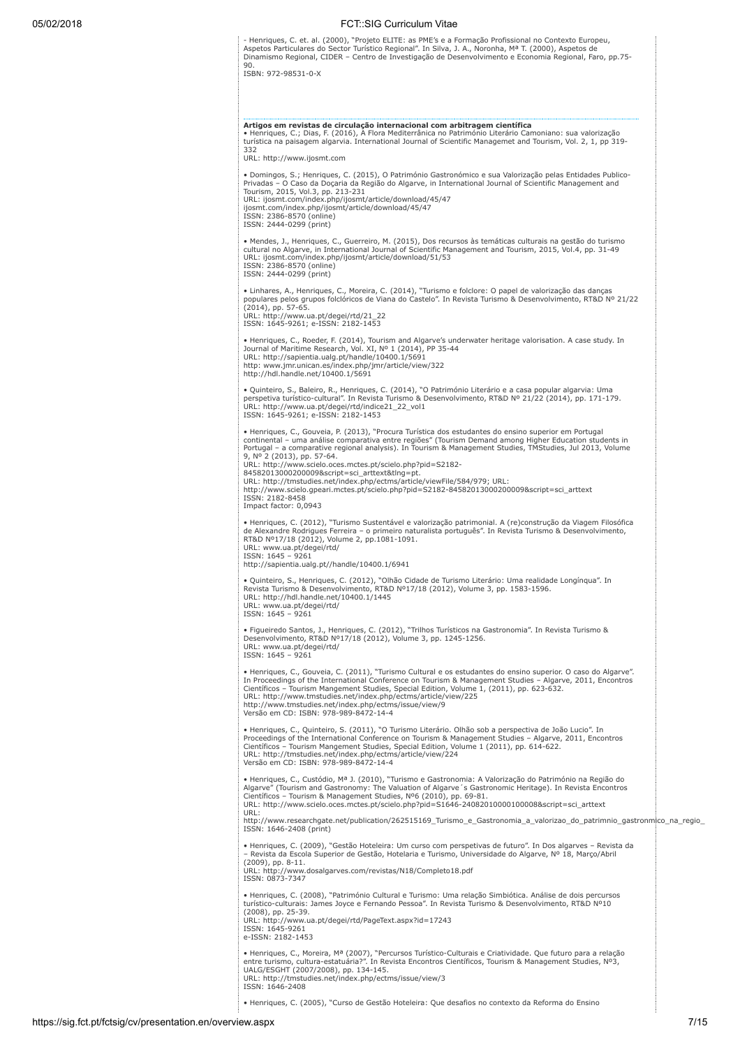- Henriques, C. et. al. (2000), "Projeto ELITE: as PME's e a Formação Profissional no Contexto Europeu, Aspetos Particulares do Sector Turístico Regional". In Silva, J. A., Noronha, Mª T. (2000), Aspetos de Dinamismo Regional, CIDER – Centro de Investigação de Desenvolvimento e Economia Regional, Faro, pp.75-90.
ISBN: 972-98531-0-X

**Artigos em revistas de circulação internacional com arbitragem científica**

• Henriques, C.; Dias, F. (2016), A Flora Mediterrânica no Património Literário Camoniano: sua valorização turística na paisagem algarvia. International Journal of Scientific Managemet and Tourism, Vol. 2, 1, pp 319-332
URL: http://www.ijosmt.com

• Domingos, S.; Henriques, C. (2015), O Património Gastronómico e sua Valorização pelas Entidades Publico-Privadas – O Caso da Doçaria da Região do Algarve, in International Journal of Scientific Management and Tourism, 2015, Vol.3, pp. 213-231
URL: ijosmt.com/index.php/ijosmt/article/download/45/47
ijosmt.com/index.php/ijosmt/article/download/45/47
ISSN: 2386-8570 (online)
ISSN: 2444-0299 (print)

• Mendes, J., Henriques, C., Guerreiro, M. (2015), Dos recursos às temáticas culturais na gestão do turismo cultural no Algarve, in International Journal of Scientific Management and Tourism, 2015, Vol.4, pp. 31-49
URL: ijosmt.com/index.php/ijosmt/article/download/51/53
ISSN: 2386-8570 (online)
ISSN: 2444-0299 (print)

• Linhares, A., Henriques, C., Moreira, C. (2014), "Turismo e folclore: O papel de valorização das danças populares pelos grupos folclóricos de Viana do Castelo". In Revista Turismo & Desenvolvimento, RT&D Nº 21/22 (2014), pp. 57-65.
URL: http://www.ua.pt/degei/rtd/21_22
ISSN: 1645-9261; e-ISSN: 2182-1453

• Henriques, C., Roeder, F. (2014), Tourism and Algarve's underwater heritage valorisation. A case study. In Journal of Maritime Research, Vol. XI, Nº 1 (2014), PP 35-44
URL: http://sapientia.ualg.pt/handle/10400.1/5691
http: www.jmr.unican.es/index.php/jmr/article/view/322
http://hdl.handle.net/10400.1/5691

• Quinteiro, S., Baleiro, R., Henriques, C. (2014), "O Património Literário e a casa popular algarvia: Uma perspetiva turístico-cultural". In Revista Turismo & Desenvolvimento, RT&D Nº 21/22 (2014), pp. 171-179.
URL: http://www.ua.pt/degei/rtd/indice21_22_vol1
ISSN: 1645-9261; e-ISSN: 2182-1453

• Henriques, C., Gouveia, P. (2013), "Procura Turística dos estudantes do ensino superior em Portugal continental – uma análise comparativa entre regiões" (Tourism Demand among Higher Education students in Portugal – a comparative regional analysis). In Tourism & Management Studies, TMStudies, Jul 2013, Volume 9, Nº 2 (2013), pp. 57-64.
URL: http://www.scielo.oces.mctes.pt/scielo.php?pid=S2182-84582013000200009&script=sci_arttext&tlng=pt.
URL: http://tmstudies.net/index.php/ectms/article/viewFile/584/979; URL: http://www.scielo.gpeari.mctes.pt/scielo.php?pid=S2182-84582013000200009&script=sci_arttext
ISSN: 2182-8458
Impact factor: 0,0943

• Henriques, C. (2012), "Turismo Sustentável e valorização patrimonial. A (re)construção da Viagem Filosófica de Alexandre Rodrigues Ferreira – o primeiro naturalista português". In Revista Turismo & Desenvolvimento, RT&D Nº17/18 (2012), Volume 2, pp.1081-1091.
URL: www.ua.pt/degei/rtd/
ISSN: 1645 – 9261
http://sapientia.ualg.pt//handle/10400.1/6941

• Quinteiro, S., Henriques, C. (2012), "Olhão Cidade de Turismo Literário: Uma realidade Longínqua". In Revista Turismo & Desenvolvimento, RT&D Nº17/18 (2012), Volume 3, pp. 1583-1596.
URL: http://hdl.handle.net/10400.1/1445
URL: www.ua.pt/degei/rtd/
ISSN: 1645 – 9261

• Figueiredo Santos, J., Henriques, C. (2012), "Trilhos Turísticos na Gastronomia". In Revista Turismo & Desenvolvimento, RT&D Nº17/18 (2012), Volume 3, pp. 1245-1256.
URL: www.ua.pt/degei/rtd/
ISSN: 1645 – 9261

• Henriques, C., Gouveia, C. (2011), "Turismo Cultural e os estudantes do ensino superior. O caso do Algarve". In Proceedings of the International Conference on Tourism & Management Studies – Algarve, 2011, Encontros Científicos – Tourism Mangement Studies, Special Edition, Volume 1, (2011), pp. 623-632.
URL: http://www.tmstudies.net/index.php/ectms/article/view/225
http://www.tmstudies.net/index.php/ectms/issue/view/9
Versão em CD: ISBN: 978-989-8472-14-4

• Henriques, C., Quinteiro, S. (2011), "O Turismo Literário. Olhão sob a perspectiva de João Lucio". In Proceedings of the International Conference on Tourism & Management Studies – Algarve, 2011, Encontros Científicos – Tourism Mangement Studies, Special Edition, Volume 1 (2011), pp. 614-622.
URL: http://tmstudies.net/index.php/ectms/article/view/224
Versão em CD: ISBN: 978-989-8472-14-4

• Henriques, C., Custódio, Mª J. (2010), "Turismo e Gastronomia: A Valorização do Património na Região do Algarve" (Tourism and Gastronomy: The Valuation of Algarve´s Gastronomic Heritage). In Revista Encontros Científicos – Tourism & Management Studies, Nº6 (2010), pp. 69-81.
URL: http://www.scielo.oces.mctes.pt/scielo.php?pid=S1646-24082010000100008&script=sci_arttext
URL:
http://www.researchgate.net/publication/262515169_Turismo_e_Gastronomia_a_valorizao_do_patrimnio_gastronmico_na_regio_
ISSN: 1646-2408 (print)

• Henriques, C. (2009), "Gestão Hoteleira: Um curso com perspetivas de futuro". In Dos algarves – Revista da – Revista da Escola Superior de Gestão, Hotelaria e Turismo, Universidade do Algarve, Nº 18, Março/Abril (2009), pp. 8-11.
URL: http://www.dosalgarves.com/revistas/N18/Completo18.pdf
ISSN: 0873-7347

• Henriques, C. (2008), "Património Cultural e Turismo: Uma relação Simbiótica. Análise de dois percursos turístico-culturais: James Joyce e Fernando Pessoa". In Revista Turismo & Desenvolvimento, RT&D Nº10 (2008), pp. 25-39.
URL: http://www.ua.pt/degei/rtd/PageText.aspx?id=17243
ISSN: 1645-9261
e-ISSN: 2182-1453

• Henriques, C., Moreira, Mª (2007), "Percursos Turístico-Culturais e Criatividade. Que futuro para a relação entre turismo, cultura-estatuária?". In Revista Encontros Científicos, Tourism & Management Studies, Nº3, UALG/ESGHT (2007/2008), pp. 134-145.
URL: http://tmstudies.net/index.php/ectms/issue/view/3
ISSN: 1646-2408

• Henriques, C. (2005), "Curso de Gestão Hoteleira: Que desafios no contexto da Reforma do Ensino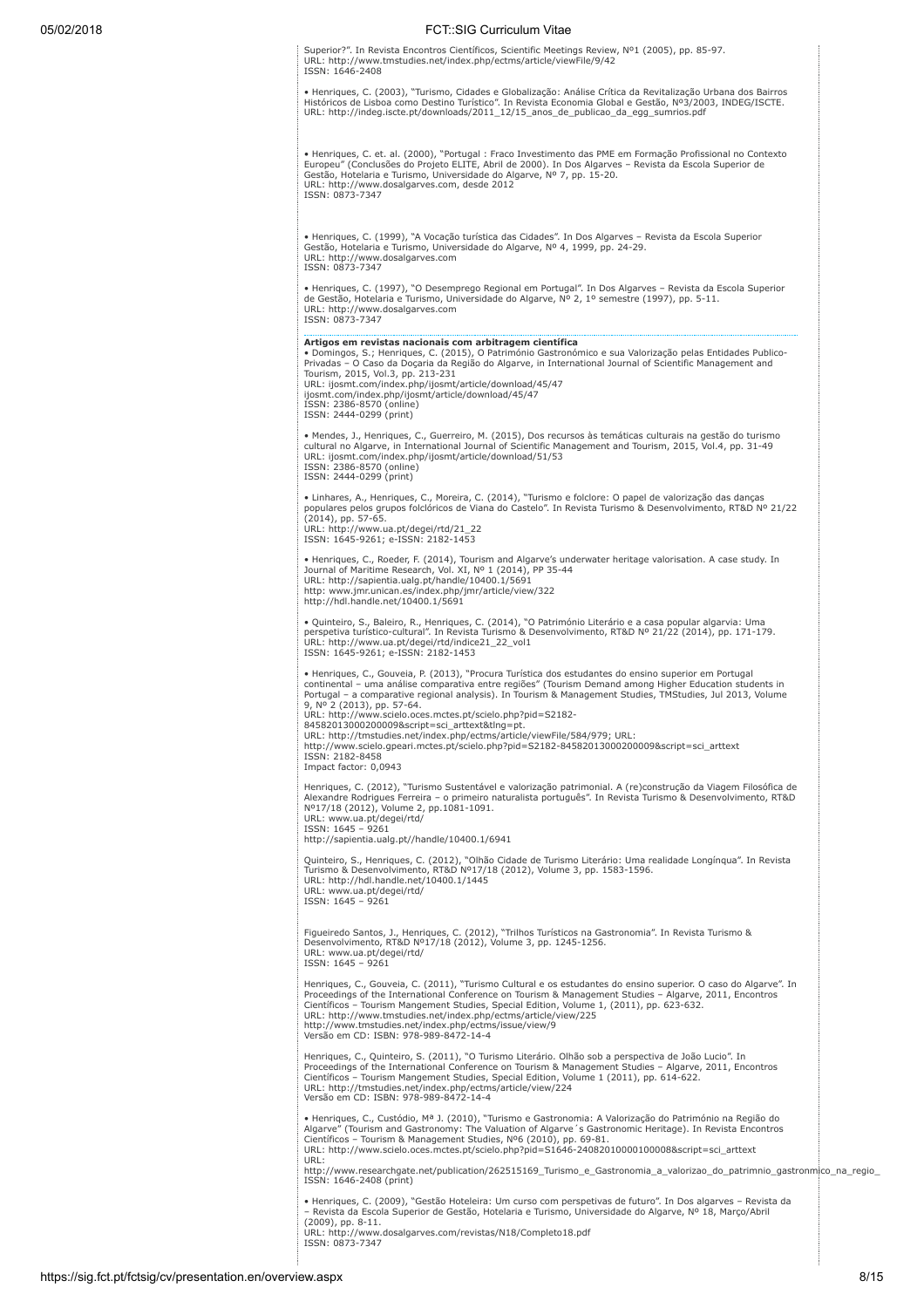Superior?". In Revista Encontros Científicos, Scientific Meetings Review, Nº1 (2005), pp. 85-97.
URL: http://www.tmstudies.net/index.php/ectms/article/viewFile/9/42
ISSN: 1646-2408

• Henriques, C. (2003), "Turismo, Cidades e Globalização: Análise Crítica da Revitalização Urbana dos Bairros Históricos de Lisboa como Destino Turístico". In Revista Economia Global e Gestão, Nº3/2003, INDEG/ISCTE.
URL: http://indeg.iscte.pt/downloads/2011_12/15_anos_de_publicao_da_egg_sumrios.pdf

• Henriques, C. et. al. (2000), "Portugal : Fraco Investimento das PME em Formação Profissional no Contexto Europeu" (Conclusões do Projeto ELITE, Abril de 2000). In Dos Algarves – Revista da Escola Superior de Gestão, Hotelaria e Turismo, Universidade do Algarve, Nº 7, pp. 15-20.
URL: http://www.dosalgarves.com, desde 2012
ISSN: 0873-7347

• Henriques, C. (1999), "A Vocação turística das Cidades". In Dos Algarves – Revista da Escola Superior Gestão, Hotelaria e Turismo, Universidade do Algarve, Nº 4, 1999, pp. 24-29.
URL: http://www.dosalgarves.com
ISSN: 0873-7347

• Henriques, C. (1997), "O Desemprego Regional em Portugal". In Dos Algarves – Revista da Escola Superior de Gestão, Hotelaria e Turismo, Universidade do Algarve, Nº 2, 1º semestre (1997), pp. 5-11.
URL: http://www.dosalgarves.com
ISSN: 0873-7347

**Artigos em revistas nacionais com arbitragem científica**

• Domingos, S.; Henriques, C. (2015), O Património Gastronómico e sua Valorização pelas Entidades Publico-Privadas – O Caso da Doçaria da Região do Algarve, in International Journal of Scientific Management and Tourism, 2015, Vol.3, pp. 213-231
URL: ijosmt.com/index.php/ijosmt/article/download/45/47
ijosmt.com/index.php/ijosmt/article/download/45/47
ISSN: 2386-8570 (online)
ISSN: 2444-0299 (print)

• Mendes, J., Henriques, C., Guerreiro, M. (2015), Dos recursos às temáticas culturais na gestão do turismo cultural no Algarve, in International Journal of Scientific Management and Tourism, 2015, Vol.4, pp. 31-49
URL: ijosmt.com/index.php/ijosmt/article/download/51/53
ISSN: 2386-8570 (online)
ISSN: 2444-0299 (print)

• Linhares, A., Henriques, C., Moreira, C. (2014), "Turismo e folclore: O papel de valorização das danças populares pelos grupos folclóricos de Viana do Castelo". In Revista Turismo & Desenvolvimento, RT&D Nº 21/22 (2014), pp. 57-65.
URL: http://www.ua.pt/degei/rtd/21_22
ISSN: 1645-9261; e-ISSN: 2182-1453

• Henriques, C., Roeder, F. (2014), Tourism and Algarve's underwater heritage valorisation. A case study. In Journal of Maritime Research, Vol. XI, Nº 1 (2014), PP 35-44
URL: http://sapientia.ualg.pt/handle/10400.1/5691
http: www.jmr.unican.es/index.php/jmr/article/view/322
http://hdl.handle.net/10400.1/5691

• Quinteiro, S., Baleiro, R., Henriques, C. (2014), "O Património Literário e a casa popular algarvia: Uma perspetiva turístico-cultural". In Revista Turismo & Desenvolvimento, RT&D Nº 21/22 (2014), pp. 171-179.
URL: http://www.ua.pt/degei/rtd/indice21_22_vol1
ISSN: 1645-9261; e-ISSN: 2182-1453

• Henriques, C., Gouveia, P. (2013), "Procura Turística dos estudantes do ensino superior em Portugal continental – uma análise comparativa entre regiões" (Tourism Demand among Higher Education students in Portugal – a comparative regional analysis). In Tourism & Management Studies, TMStudies, Jul 2013, Volume 9, Nº 2 (2013), pp. 57-64.
URL: http://www.scielo.oces.mctes.pt/scielo.php?pid=S2182-84582013000200009&script=sci_arttext&tlng=pt.
URL: http://tmstudies.net/index.php/ectms/article/viewFile/584/979; URL: http://www.scielo.gpeari.mctes.pt/scielo.php?pid=S2182-84582013000200009&script=sci_arttext
ISSN: 2182-8458
Impact factor: 0,0943

Henriques, C. (2012), "Turismo Sustentável e valorização patrimonial. A (re)construção da Viagem Filosófica de Alexandre Rodrigues Ferreira – o primeiro naturalista português". In Revista Turismo & Desenvolvimento, RT&D Nº17/18 (2012), Volume 2, pp.1081-1091.
URL: www.ua.pt/degei/rtd/
ISSN: 1645 – 9261
http://sapientia.ualg.pt//handle/10400.1/6941

Quinteiro, S., Henriques, C. (2012), "Olhão Cidade de Turismo Literário: Uma realidade Longínqua". In Revista Turismo & Desenvolvimento, RT&D Nº17/18 (2012), Volume 3, pp. 1583-1596.
URL: http://hdl.handle.net/10400.1/1445
URL: www.ua.pt/degei/rtd/
ISSN: 1645 – 9261

Figueiredo Santos, J., Henriques, C. (2012), "Trilhos Turísticos na Gastronomia". In Revista Turismo & Desenvolvimento, RT&D Nº17/18 (2012), Volume 3, pp. 1245-1256.
URL: www.ua.pt/degei/rtd/
ISSN: 1645 – 9261

Henriques, C., Gouveia, C. (2011), "Turismo Cultural e os estudantes do ensino superior. O caso do Algarve". In Proceedings of the International Conference on Tourism & Management Studies – Algarve, 2011, Encontros Científicos – Tourism Mangement Studies, Special Edition, Volume 1, (2011), pp. 623-632.
URL: http://www.tmstudies.net/index.php/ectms/article/view/225
http://www.tmstudies.net/index.php/ectms/issue/view/9
Versão em CD: ISBN: 978-989-8472-14-4

Henriques, C., Quinteiro, S. (2011), "O Turismo Literário. Olhão sob a perspectiva de João Lucio". In Proceedings of the International Conference on Tourism & Management Studies – Algarve, 2011, Encontros Científicos – Tourism Mangement Studies, Special Edition, Volume 1 (2011), pp. 614-622.
URL: http://tmstudies.net/index.php/ectms/article/view/224
Versão em CD: ISBN: 978-989-8472-14-4

• Henriques, C., Custódio, Mª J. (2010), "Turismo e Gastronomia: A Valorização do Património na Região do Algarve" (Tourism and Gastronomy: The Valuation of Algarve´s Gastronomic Heritage). In Revista Encontros Científicos – Tourism & Management Studies, Nº6 (2010), pp. 69-81.
URL: http://www.scielo.oces.mctes.pt/scielo.php?pid=S1646-24082010000100008&script=sci_arttext
URL:
http://www.researchgate.net/publication/262515169_Turismo_e_Gastronomia_a_valorizao_do_patrimnio_gastronmico_na_regio_
ISSN: 1646-2408 (print)

• Henriques, C. (2009), "Gestão Hoteleira: Um curso com perspetivas de futuro". In Dos algarves – Revista da – Revista da Escola Superior de Gestão, Hotelaria e Turismo, Universidade do Algarve, Nº 18, Março/Abril (2009), pp. 8-11.
URL: http://www.dosalgarves.com/revistas/N18/Completo18.pdf
ISSN: 0873-7347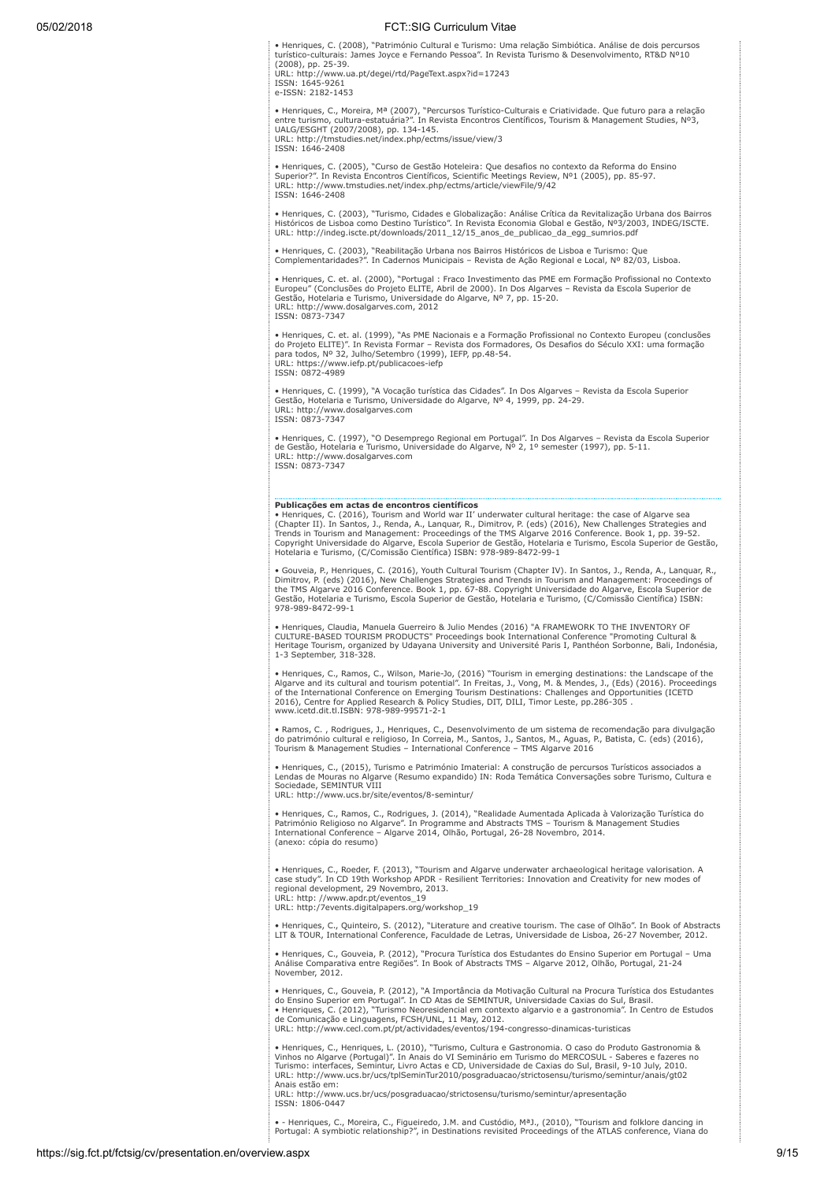• Henriques, C. (2008), "Património Cultural e Turismo: Uma relação Simbiótica. Análise de dois percursos turístico-culturais: James Joyce e Fernando Pessoa". In Revista Turismo & Desenvolvimento, RT&D Nº10 (2008), pp. 25-39.
URL: http://www.ua.pt/degei/rtd/PageText.aspx?id=17243
ISSN: 1645-9261
e-ISSN: 2182-1453

• Henriques, C., Moreira, Mª (2007), "Percursos Turístico-Culturais e Criatividade. Que futuro para a relação entre turismo, cultura-estatuária?". In Revista Encontros Científicos, Tourism & Management Studies, Nº3, UALG/ESGHT (2007/2008), pp. 134-145.
URL: http://tmstudies.net/index.php/ectms/issue/view/3
ISSN: 1646-2408

• Henriques, C. (2005), "Curso de Gestão Hoteleira: Que desafios no contexto da Reforma do Ensino Superior?". In Revista Encontros Científicos, Scientific Meetings Review, Nº1 (2005), pp. 85-97.
URL: http://www.tmstudies.net/index.php/ectms/article/viewFile/9/42
ISSN: 1646-2408

• Henriques, C. (2003), "Turismo, Cidades e Globalização: Análise Crítica da Revitalização Urbana dos Bairros Históricos de Lisboa como Destino Turístico". In Revista Economia Global e Gestão, Nº3/2003, INDEG/ISCTE.
URL: http://indeg.iscte.pt/downloads/2011_12/15_anos_de_publicao_da_egg_sumrios.pdf

• Henriques, C. (2003), "Reabilitação Urbana nos Bairros Históricos de Lisboa e Turismo: Que Complementaridades?". In Cadernos Municipais – Revista de Ação Regional e Local, Nº 82/03, Lisboa.

• Henriques, C. et. al. (2000), "Portugal : Fraco Investimento das PME em Formação Profissional no Contexto Europeu" (Conclusões do Projeto ELITE, Abril de 2000). In Dos Algarves – Revista da Escola Superior de Gestão, Hotelaria e Turismo, Universidade do Algarve, Nº 7, pp. 15-20.
URL: http://www.dosalgarves.com, 2012
ISSN: 0873-7347

• Henriques, C. et. al. (1999), "As PME Nacionais e a Formação Profissional no Contexto Europeu (conclusões do Projeto ELITE)". In Revista Formar – Revista dos Formadores, Os Desafios do Século XXI: uma formação para todos, Nº 32, Julho/Setembro (1999), IEFP, pp.48-54.
URL: https://www.iefp.pt/publicacoes-iefp
ISSN: 0872-4989

• Henriques, C. (1999), "A Vocação turística das Cidades". In Dos Algarves – Revista da Escola Superior Gestão, Hotelaria e Turismo, Universidade do Algarve, Nº 4, 1999, pp. 24-29.
URL: http://www.dosalgarves.com
ISSN: 0873-7347

• Henriques, C. (1997), "O Desemprego Regional em Portugal". In Dos Algarves – Revista da Escola Superior de Gestão, Hotelaria e Turismo, Universidade do Algarve, Nº 2, 1º semester (1997), pp. 5-11.
URL: http://www.dosalgarves.com
ISSN: 0873-7347

**Publicações em actas de encontros científicos**

• Henriques, C. (2016), Tourism and World war II' underwater cultural heritage: the case of Algarve sea (Chapter II). In Santos, J., Renda, A., Lanquar, R., Dimitrov, P. (eds) (2016), New Challenges Strategies and Trends in Tourism and Management: Proceedings of the TMS Algarve 2016 Conference. Book 1, pp. 39-52. Copyright Universidade do Algarve, Escola Superior de Gestão, Hotelaria e Turismo, Escola Superior de Gestão, Hotelaria e Turismo, (C/Comissão Científica) ISBN: 978-989-8472-99-1

• Gouveia, P., Henriques, C. (2016), Youth Cultural Tourism (Chapter IV). In Santos, J., Renda, A., Lanquar, R., Dimitrov, P. (eds) (2016), New Challenges Strategies and Trends in Tourism and Management: Proceedings of the TMS Algarve 2016 Conference. Book 1, pp. 67-88. Copyright Universidade do Algarve, Escola Superior de Gestão, Hotelaria e Turismo, Escola Superior de Gestão, Hotelaria e Turismo, (C/Comissão Científica) ISBN: 978-989-8472-99-1

• Henriques, Claudia, Manuela Guerreiro & Julio Mendes (2016) "A FRAMEWORK TO THE INVENTORY OF CULTURE-BASED TOURISM PRODUCTS" Proceedings book International Conference "Promoting Cultural & Heritage Tourism, organized by Udayana University and Université Paris I, Panthéon Sorbonne, Bali, Indonésia, 1-3 September, 318-328.

• Henriques, C., Ramos, C., Wilson, Marie-Jo, (2016) "Tourism in emerging destinations: the Landscape of the Algarve and its cultural and tourism potential". In Freitas, J., Vong, M. & Mendes, J., (Eds) (2016). Proceedings of the International Conference on Emerging Tourism Destinations: Challenges and Opportunities (ICETD 2016), Centre for Applied Research & Policy Studies, DIT, DILI, Timor Leste, pp.286-305 . www.icetd.dit.tl.ISBN: 978-989-99571-2-1

• Ramos, C. , Rodrigues, J., Henriques, C., Desenvolvimento de um sistema de recomendação para divulgação do património cultural e religioso, In Correia, M., Santos, J., Santos, M., Aguas, P., Batista, C. (eds) (2016), Tourism & Management Studies – International Conference – TMS Algarve 2016

• Henriques, C., (2015), Turismo e Património Imaterial: A construção de percursos Turísticos associados a Lendas de Mouras no Algarve (Resumo expandido) IN: Roda Temática Conversações sobre Turismo, Cultura e Sociedade, SEMINTUR VIII
URL: http://www.ucs.br/site/eventos/8-semintur/

• Henriques, C., Ramos, C., Rodrigues, J. (2014), "Realidade Aumentada Aplicada à Valorização Turística do Património Religioso no Algarve". In Programme and Abstracts TMS – Tourism & Management Studies International Conference – Algarve 2014, Olhão, Portugal, 26-28 Novembro, 2014.
(anexo: cópia do resumo)

• Henriques, C., Roeder, F. (2013), "Tourism and Algarve underwater archaeological heritage valorisation. A case study". In CD 19th Workshop APDR - Resilient Territories: Innovation and Creativity for new modes of regional development, 29 Novembro, 2013.
URL: http: //www.apdr.pt/eventos_19
URL: http://7events.digitalpapers.org/workshop_19

• Henriques, C., Quinteiro, S. (2012), "Literature and creative tourism. The case of Olhão". In Book of Abstracts LIT & TOUR, International Conference, Faculdade de Letras, Universidade de Lisboa, 26-27 November, 2012.

• Henriques, C., Gouveia, P. (2012), "Procura Turística dos Estudantes do Ensino Superior em Portugal – Uma Análise Comparativa entre Regiões". In Book of Abstracts TMS – Algarve 2012, Olhão, Portugal, 21-24 November, 2012.

• Henriques, C., Gouveia, P. (2012), "A Importância da Motivação Cultural na Procura Turística dos Estudantes do Ensino Superior em Portugal". In CD Atas de SEMINTUR, Universidade Caxias do Sul, Brasil.

• Henriques, C. (2012), "Turismo Neoresidencial em contexto algarvio e a gastronomia". In Centro de Estudos de Comunicação e Linguagens, FCSH/UNL, 11 May, 2012.
URL: http://www.cecl.com.pt/pt/actividades/eventos/194-congresso-dinamicas-turisticas

• Henriques, C., Henriques, L. (2010), "Turismo, Cultura e Gastronomia. O caso do Produto Gastronomia & Vinhos no Algarve (Portugal)". In Anais do VI Seminário em Turismo do MERCOSUL - Saberes e fazeres no Turismo: interfaces, Semintur, Livro Actas e CD, Universidade de Caxias do Sul, Brasil, 9-10 July, 2010.
URL: http://www.ucs.br/ucs/tplSeminTur2010/posgraduacao/strictosensu/turismo/semintur/anais/gt02
Anais estão em:
URL: http://www.ucs.br/ucs/posgraduacao/strictosensu/turismo/semintur/apresentação
ISSN: 1806-0447

• - Henriques, C., Moreira, C., Figueiredo, J.M. and Custódio, MªJ., (2010), "Tourism and folklore dancing in Portugal: A symbiotic relationship?", in Destinations revisited Proceedings of the ATLAS conference, Viana do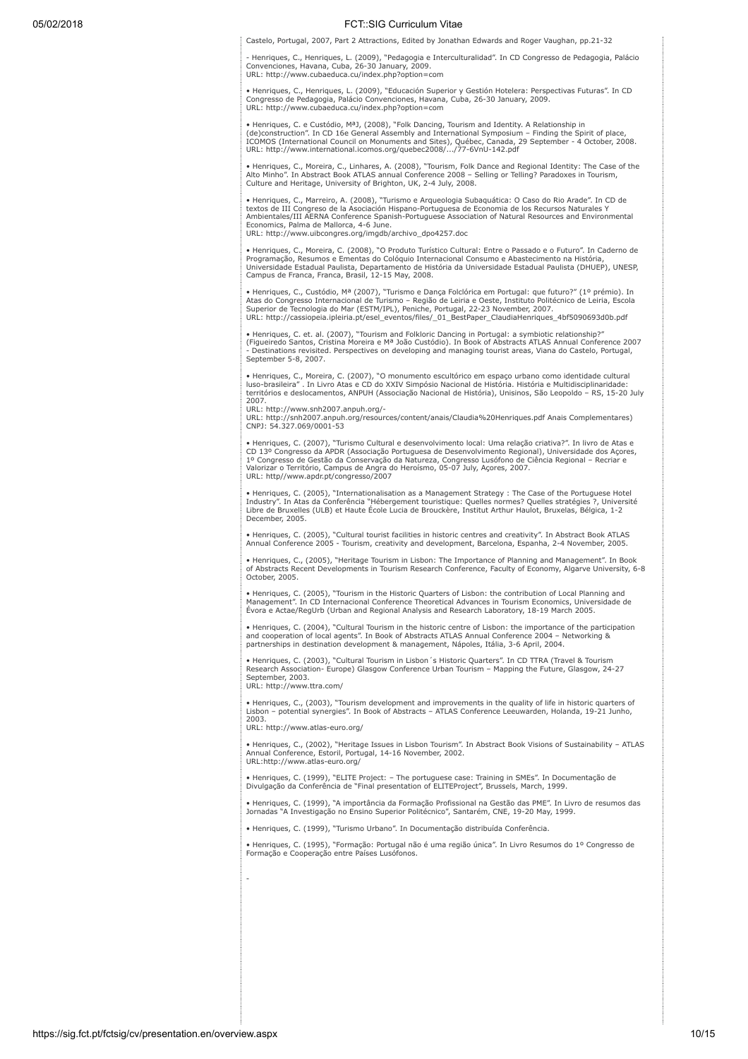Castelo, Portugal, 2007, Part 2 Attractions, Edited by Jonathan Edwards and Roger Vaughan, pp.21-32

- Henriques, C., Henriques, L. (2009), "Pedagogia e Interculturalidad". In CD Congresso de Pedagogia, Palácio Convenciones, Havana, Cuba, 26-30 January, 2009.
URL: http://www.cubaeduca.cu/index.php?option=com

• Henriques, C., Henriques, L. (2009), "Educación Superior y Gestión Hotelera: Perspectivas Futuras". In CD Congresso de Pedagogia, Palácio Convenciones, Havana, Cuba, 26-30 January, 2009.
URL: http://www.cubaeduca.cu/index.php?option=com

• Henriques, C. e Custódio, MªJ, (2008), "Folk Dancing, Tourism and Identity. A Relationship in (de)construction". In CD 16e General Assembly and International Symposium – Finding the Spirit of place, ICOMOS (International Council on Monuments and Sites), Québec, Canada, 29 September - 4 October, 2008.
URL: http://www.international.icomos.org/quebec2008/.../77-6VnU-142.pdf

• Henriques, C., Moreira, C., Linhares, A. (2008), "Tourism, Folk Dance and Regional Identity: The Case of the Alto Minho". In Abstract Book ATLAS annual Conference 2008 – Selling or Telling? Paradoxes in Tourism, Culture and Heritage, University of Brighton, UK, 2-4 July, 2008.

• Henriques, C., Marreiro, A. (2008), "Turismo e Arqueologia Subaquática: O Caso do Rio Arade". In CD de textos de III Congreso de la Asociación Hispano-Portuguesa de Economia de los Recursos Naturales Y Ambientales/III AERNA Conference Spanish-Portuguese Association of Natural Resources and Environmental Economics, Palma de Mallorca, 4-6 June.
URL: http://www.uibcongres.org/imgdb/archivo_dpo4257.doc

• Henriques, C., Moreira, C. (2008), "O Produto Turístico Cultural: Entre o Passado e o Futuro". In Caderno de Programação, Resumos e Ementas do Colóquio Internacional Consumo e Abastecimento na História, Universidade Estadual Paulista, Departamento de História da Universidade Estadual Paulista (DHUEP), UNESP, Campus de Franca, Franca, Brasil, 12-15 May, 2008.

• Henriques, C., Custódio, Mª (2007), "Turismo e Dança Folclórica em Portugal: que futuro?" (1º prémio). In Atas do Congresso Internacional de Turismo – Região de Leiria e Oeste, Instituto Politécnico de Leiria, Escola Superior de Tecnologia do Mar (ESTM/IPL), Peniche, Portugal, 22-23 November, 2007.
URL: http://cassiopeia.ipleiria.pt/esel_eventos/files/_01_BestPaper_ClaudiaHenriques_4bf5090693d0b.pdf

• Henriques, C. et. al. (2007), "Tourism and Folkloric Dancing in Portugal: a symbiotic relationship?" (Figueiredo Santos, Cristina Moreira e Mª João Custódio). In Book of Abstracts ATLAS Annual Conference 2007 - Destinations revisited. Perspectives on developing and managing tourist areas, Viana do Castelo, Portugal, September 5-8, 2007.

• Henriques, C., Moreira, C. (2007), "O monumento escultórico em espaço urbano como identidade cultural luso-brasileira" . In Livro Atas e CD do XXIV Simpósio Nacional de História. História e Multidisciplinaridade: territórios e deslocamentos, ANPUH (Associação Nacional de História), Unisinos, São Leopoldo – RS, 15-20 July 2007.
URL: http://www.snh2007.anpuh.org/-
URL: http://snh2007.anpuh.org/resources/content/anais/Claudia%20Henriques.pdf Anais Complementares)
CNPJ: 54.327.069/0001-53

• Henriques, C. (2007), "Turismo Cultural e desenvolvimento local: Uma relação criativa?". In livro de Atas e CD do 13º Congresso da APDR (Associação Portuguesa de Desenvolvimento Regional), Universidade dos Açores, 1º Congresso de Gestão da Conservação da Natureza, Congresso Lusófono de Ciência Regional – Recriar e Valorizar o Território, Campus de Angra do Heroísmo, 05-07 July, Açores, 2007.
URL: http//www.apdr.pt/congresso/2007

• Henriques, C. (2005), "Internationalisation as a Management Strategy : The Case of the Portuguese Hotel Industry". In Atas da Conferência "Hébergement touristique: Quelles normes? Quelles stratégies ?, Université Libre de Bruxelles (ULB) et Haute École Lucia de Brouckère, Institut Arthur Haulot, Bruxelas, Bélgica, 1-2 December, 2005.

• Henriques, C. (2005), "Cultural tourist facilities in historic centres and creativity". In Abstract Book ATLAS Annual Conference 2005 - Tourism, creativity and development, Barcelona, Espanha, 2-4 November, 2005.

• Henriques, C., (2005), "Heritage Tourism in Lisbon: The Importance of Planning and Management". In Book of Abstracts Recent Developments in Tourism Research Conference, Faculty of Economy, Algarve University, 6-8 October, 2005.

• Henriques, C. (2005), "Tourism in the Historic Quarters of Lisbon: the contribution of Local Planning and Management". In CD Internacional Conference Theoretical Advances in Tourism Economics, Universidade de Évora e Actae/RegUrb (Urban and Regional Analysis and Research Laboratory, 18-19 March 2005.

• Henriques, C. (2004), "Cultural Tourism in the historic centre of Lisbon: the importance of the participation and cooperation of local agents". In Book of Abstracts ATLAS Annual Conference 2004 – Networking & partnerships in destination development & management, Nápoles, Itália, 3-6 April, 2004.

• Henriques, C. (2003), "Cultural Tourism in Lisbon´s Historic Quarters". In CD TTRA (Travel & Tourism Research Association- Europe) Glasgow Conference Urban Tourism – Mapping the Future, Glasgow, 24-27 September, 2003.
URL: http://www.ttra.com/

• Henriques, C., (2003), "Tourism development and improvements in the quality of life in historic quarters of Lisbon – potential synergies". In Book of Abstracts – ATLAS Conference Leeuwarden, Holanda, 19-21 Junho, 2003.
URL: http://www.atlas-euro.org/

• Henriques, C., (2002), "Heritage Issues in Lisbon Tourism". In Abstract Book Visions of Sustainability – ATLAS Annual Conference, Estoril, Portugal, 14-16 November, 2002.
URL:http://www.atlas-euro.org/

• Henriques, C. (1999), "ELITE Project: – The portuguese case: Training in SMEs". In Documentação de Divulgação da Conferência de "Final presentation of ELITEProject", Brussels, March, 1999.

• Henriques, C. (1999), "A importância da Formação Profissional na Gestão das PME". In Livro de resumos das Jornadas "A Investigação no Ensino Superior Politécnico", Santarém, CNE, 19-20 May, 1999.

• Henriques, C. (1999), "Turismo Urbano". In Documentação distribuída Conferência.

• Henriques, C. (1995), "Formação: Portugal não é uma região única". In Livro Resumos do 1º Congresso de Formação e Cooperação entre Países Lusófonos.

-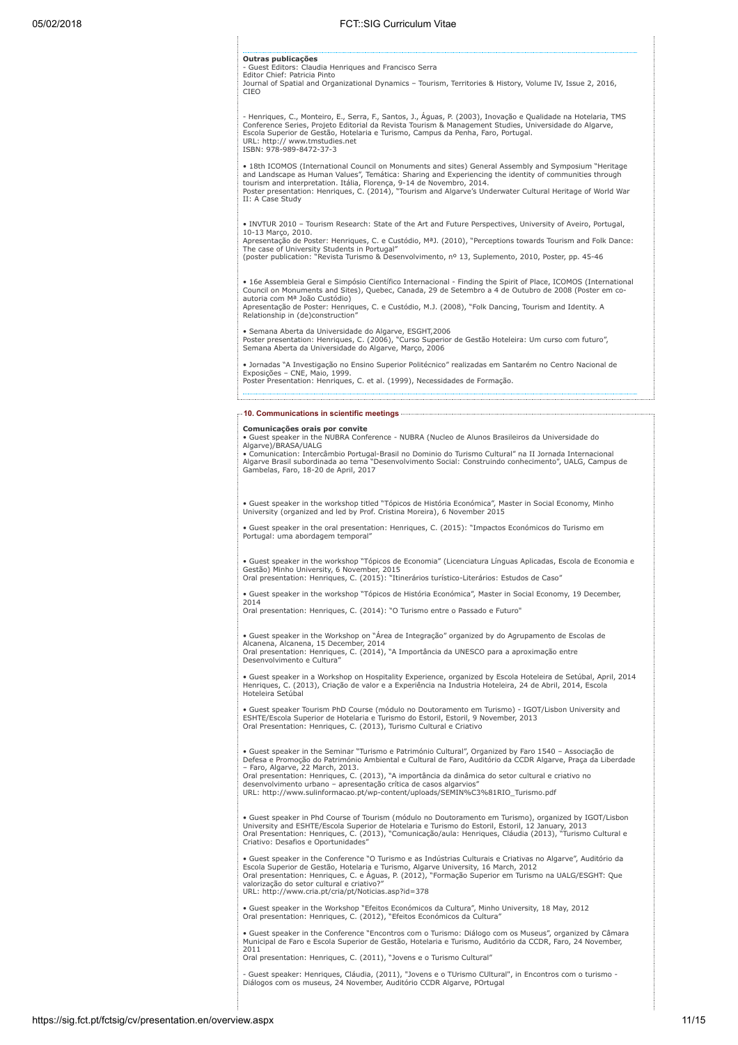**Outras publicações**

- Guest Editors: Claudia Henriques and Francisco Serra
Editor Chief: Patricia Pinto
Journal of Spatial and Organizational Dynamics – Tourism, Territories & History, Volume IV, Issue 2, 2016, CIEO

- Henriques, C., Monteiro, E., Serra, F., Santos, J., Águas, P. (2003), Inovação e Qualidade na Hotelaria, TMS Conference Series, Projeto Editorial da Revista Tourism & Management Studies, Universidade do Algarve, Escola Superior de Gestão, Hotelaria e Turismo, Campus da Penha, Faro, Portugal.
URL: http:// www.tmstudies.net
ISBN: 978-989-8472-37-3

• 18th ICOMOS (International Council on Monuments and sites) General Assembly and Symposium "Heritage and Landscape as Human Values", Temática: Sharing and Experiencing the identity of communities through tourism and interpretation. Itália, Florença, 9-14 de Novembro, 2014.
Poster presentation: Henriques, C. (2014), "Tourism and Algarve's Underwater Cultural Heritage of World War II: A Case Study

• INVTUR 2010 – Tourism Research: State of the Art and Future Perspectives, University of Aveiro, Portugal, 10-13 Março, 2010.
Apresentação de Poster: Henriques, C. e Custódio, MªJ. (2010), "Perceptions towards Tourism and Folk Dance: The case of University Students in Portugal"
(poster publication: "Revista Turismo & Desenvolvimento, nº 13, Suplemento, 2010, Poster, pp. 45-46

• 16e Assembleia Geral e Simpósio Científico Internacional - Finding the Spirit of Place, ICOMOS (International Council on Monuments and Sites), Quebec, Canada, 29 de Setembro a 4 de Outubro de 2008 (Poster em co-autoria com Mª João Custódio)
Apresentação de Poster: Henriques, C. e Custódio, M.J. (2008), "Folk Dancing, Tourism and Identity. A Relationship in (de)construction"

• Semana Aberta da Universidade do Algarve, ESGHT,2006
Poster presentation: Henriques, C. (2006), "Curso Superior de Gestão Hoteleira: Um curso com futuro", Semana Aberta da Universidade do Algarve, Março, 2006

• Jornadas "A Investigação no Ensino Superior Politécnico" realizadas em Santarém no Centro Nacional de Exposições – CNE, Maio, 1999.
Poster Presentation: Henriques, C. et al. (1999), Necessidades de Formação.

## 10. Communications in scientific meetings

**Comunicações orais por convite**

• Guest speaker in the NUBRA Conference - NUBRA (Nucleo de Alunos Brasileiros da Universidade do Algarve)/BRASA/UALG
• Comunication: Intercâmbio Portugal-Brasil no Dominio do Turismo Cultural" na II Jornada Internacional Algarve Brasil subordinada ao tema "Desenvolvimento Social: Construindo conhecimento", UALG, Campus de Gambelas, Faro, 18-20 de April, 2017

• Guest speaker in the workshop titled "Tópicos de História Económica", Master in Social Economy, Minho University (organized and led by Prof. Cristina Moreira), 6 November 2015

• Guest speaker in the oral presentation: Henriques, C. (2015): "Impactos Económicos do Turismo em Portugal: uma abordagem temporal"

• Guest speaker in the workshop "Tópicos de Economia" (Licenciatura Línguas Aplicadas, Escola de Economia e Gestão) Minho University, 6 November, 2015
Oral presentation: Henriques, C. (2015): "Itinerários turístico-Literários: Estudos de Caso"

• Guest speaker in the workshop "Tópicos de História Económica", Master in Social Economy, 19 December, 2014
Oral presentation: Henriques, C. (2014): "O Turismo entre o Passado e Futuro"

• Guest speaker in the Workshop on "Área de Integração" organized by do Agrupamento de Escolas de Alcanena, Alcanena, 15 December, 2014
Oral presentation: Henriques, C. (2014), "A Importância da UNESCO para a aproximação entre Desenvolvimento e Cultura"

• Guest speaker in a Workshop on Hospitality Experience, organized by Escola Hoteleira de Setúbal, April, 2014
Henriques, C. (2013), Criação de valor e a Experiência na Industria Hoteleira, 24 de Abril, 2014, Escola Hoteleira Setúbal

• Guest speaker Tourism PhD Course (módulo no Doutoramento em Turismo) - IGOT/Lisbon University and ESHTE/Escola Superior de Hotelaria e Turismo do Estoril, Estoril, 9 November, 2013
Oral Presentation: Henriques, C. (2013), Turismo Cultural e Criativo

• Guest speaker in the Seminar "Turismo e Património Cultural", Organized by Faro 1540 – Associação de Defesa e Promoção do Património Ambiental e Cultural de Faro, Auditório da CCDR Algarve, Praça da Liberdade – Faro, Algarve, 22 March, 2013.
Oral presentation: Henriques, C. (2013), "A importância da dinâmica do setor cultural e criativo no desenvolvimento urbano – apresentação crítica de casos algarvios"
URL: http://www.sulinformacao.pt/wp-content/uploads/SEMIN%C3%81RIO_Turismo.pdf

• Guest speaker in Phd Course of Tourism (módulo no Doutoramento em Turismo), organized by IGOT/Lisbon University and ESHTE/Escola Superior de Hotelaria e Turismo do Estoril, Estoril, 12 January, 2013
Oral Presentation: Henriques, C. (2013), "Comunicação/aula: Henriques, Cláudia (2013), "Turismo Cultural e Criativo: Desafios e Oportunidades"

• Guest speaker in the Conference "O Turismo e as Indústrias Culturais e Criativas no Algarve", Auditório da Escola Superior de Gestão, Hotelaria e Turismo, Algarve University, 16 March, 2012
Oral presentation: Henriques, C. e Águas, P. (2012), "Formação Superior em Turismo na UALG/ESGHT: Que valorização do setor cultural e criativo?"
URL: http://www.cria.pt/cria/pt/Noticias.asp?id=378

• Guest speaker in the Workshop "Efeitos Económicos da Cultura", Minho University, 18 May, 2012
Oral presentation: Henriques, C. (2012), "Efeitos Económicos da Cultura"

• Guest speaker in the Conference "Encontros com o Turismo: Diálogo com os Museus", organized by Câmara Municipal de Faro e Escola Superior de Gestão, Hotelaria e Turismo, Auditório da CCDR, Faro, 24 November, 2011
Oral presentation: Henriques, C. (2011), "Jovens e o Turismo Cultural"

- Guest speaker: Henriques, Cláudia, (2011), "Jovens e o TUrismo CUltural", in Encontros com o turismo - Diálogos com os museus, 24 November, Auditório CCDR Algarve, POrtugal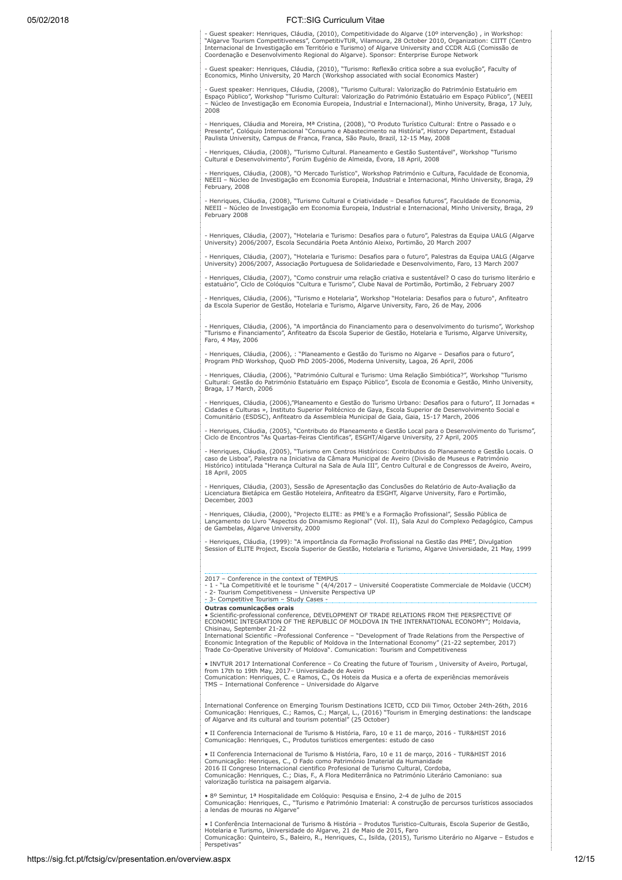- Guest speaker: Henriques, Cláudia, (2010), Competitividade do Algarve (10º intervenção) , in Workshop: "Algarve Tourism Competitiveness", CompetitivTUR, Vilamoura, 28 October 2010, Organization: CIITT (Centro Internacional de Investigação em Território e Turismo) of Algarve University and CCDR ALG (Comissão de Coordenação e Desenvolvimento Regional do Algarve). Sponsor: Enterprise Europe Network

- Guest speaker: Henriques, Cláudia, (2010), "Turismo: Reflexão critica sobre a sua evolução", Faculty of Economics, Minho University, 20 March (Workshop associated with social Economics Master)

- Guest speaker: Henriques, Cláudia, (2008), "Turismo Cultural: Valorização do Património Estatuário em Espaço Público", Workshop "Turismo Cultural: Valorização do Património Estatuário em Espaço Público", (NEEII – Núcleo de Investigação em Economia Europeia, Industrial e Internacional), Minho University, Braga, 17 July, 2008

- Henriques, Cláudia and Moreira, Mª Cristina, (2008), "O Produto Turístico Cultural: Entre o Passado e o Presente", Colóquio Internacional "Consumo e Abastecimento na História", History Department, Estadual Paulista University, Campus de Franca, Franca, São Paulo, Brazil, 12-15 May, 2008

- Henriques, Cláudia, (2008), "Turismo Cultural. Planeamento e Gestão Sustentável", Workshop "Turismo Cultural e Desenvolvimento", Forúm Eugénio de Almeida, Évora, 18 April, 2008

- Henriques, Cláudia, (2008), "O Mercado Turístico", Workshop Património e Cultura, Faculdade de Economia, NEEII – Núcleo de Investigação em Economia Europeia, Industrial e Internacional, Minho University, Braga, 29 February, 2008

- Henriques, Cláudia, (2008), "Turismo Cultural e Criatividade – Desafios futuros", Faculdade de Economia, NEEII – Núcleo de Investigação em Economia Europeia, Industrial e Internacional, Minho University, Braga, 29 February 2008

- Henriques, Cláudia, (2007), "Hotelaria e Turismo: Desafios para o futuro", Palestras da Equipa UALG (Algarve University) 2006/2007, Escola Secundária Poeta António Aleixo, Portimão, 20 March 2007

- Henriques, Cláudia, (2007), "Hotelaria e Turismo: Desafios para o futuro", Palestras da Equipa UALG (Algarve University) 2006/2007, Associação Portuguesa de Solidariedade e Desenvolvimento, Faro, 13 March 2007

- Henriques, Cláudia, (2007), "Como construir uma relação criativa e sustentável? O caso do turismo literário e estatuário", Ciclo de Colóquios "Cultura e Turismo", Clube Naval de Portimão, Portimão, 2 February 2007

- Henriques, Cláudia, (2006), "Turismo e Hotelaria", Workshop "Hotelaria: Desafios para o futuro", Anfiteatro da Escola Superior de Gestão, Hotelaria e Turismo, Algarve University, Faro, 26 de May, 2006

- Henriques, Cláudia, (2006), "A importância do Financiamento para o desenvolvimento do turismo", Workshop "Turismo e Financiamento", Anfiteatro da Escola Superior de Gestão, Hotelaria e Turismo, Algarve University, Faro, 4 May, 2006

- Henriques, Cláudia, (2006), : "Planeamento e Gestão do Turismo no Algarve – Desafios para o futuro", Program PhD Workshop, QuoD PhD 2005-2006, Moderna University, Lagoa, 26 April, 2006

- Henriques, Cláudia, (2006), "Património Cultural e Turismo: Uma Relação Simbiótica?", Workshop "Turismo Cultural: Gestão do Património Estatuário em Espaço Público", Escola de Economia e Gestão, Minho University, Braga, 17 March, 2006

- Henriques, Cláudia, (2006),"Planeamento e Gestão do Turismo Urbano: Desafios para o futuro", II Jornadas « Cidades e Culturas », Instituto Superior Politécnico de Gaya, Escola Superior de Desenvolvimento Social e Comunitário (ESDSC), Anfiteatro da Assembleia Municipal de Gaia, Gaia, 15-17 March, 2006

- Henriques, Cláudia, (2005), "Contributo do Planeamento e Gestão Local para o Desenvolvimento do Turismo", Ciclo de Encontros "As Quartas-Feiras Cientificas", ESGHT/Algarve University, 27 April, 2005

- Henriques, Cláudia, (2005), "Turismo em Centros Históricos: Contributos do Planeamento e Gestão Locais. O caso de Lisboa", Palestra na Iniciativa da Câmara Municipal de Aveiro (Divisão de Museus e Património Histórico) intitulada "Herança Cultural na Sala de Aula III", Centro Cultural e de Congressos de Aveiro, Aveiro, 18 April, 2005

- Henriques, Cláudia, (2003), Sessão de Apresentação das Conclusões do Relatório de Auto-Avaliação da Licenciatura Bietápica em Gestão Hoteleira, Anfiteatro da ESGHT, Algarve University, Faro e Portimão, December, 2003

- Henriques, Cláudia, (2000), "Projecto ELITE: as PME's e a Formação Profissional", Sessão Pública de Lançamento do Livro "Aspectos do Dinamismo Regional" (Vol. II), Sala Azul do Complexo Pedagógico, Campus de Gambelas, Algarve University, 2000

- Henriques, Cláudia, (1999): "A importância da Formação Profissional na Gestão das PME", Divulgation Session of ELITE Project, Escola Superior de Gestão, Hotelaria e Turismo, Algarve Universidade, 21 May, 1999

2017 – Conference in the context of TEMPUS
- 1 - "La Competitivité et le tourisme " (4/4/2017 – Université Cooperatiste Commerciale de Moldavie (UCCM)
- 2- Tourism Competitiveness – Universite Perspectiva UP
- 3- Competitive Tourism – Study Cases -

**Outras comunicações orais**

• Scientific-professional conference, DEVELOPMENT OF TRADE RELATIONS FROM THE PERSPECTIVE OF ECONOMIC INTEGRATION OF THE REPUBLIC OF MOLDOVA IN THE INTERNATIONAL ECONOMY"; Moldavia, Chisinau, September 21-22
International Scientific –Professional Conference – "Development of Trade Relations from the Perspective of Economic Integration of the Republic of Moldova in the International Economy" (21-22 september, 2017) Trade Co-Operative University of Moldova". Comunication: Tourism and Competitiveness

• INVTUR 2017 International Conference – Co Creating the future of Tourism , University of Aveiro, Portugal, from 17th to 19th May, 2017– Universidade de Aveiro
Comunication: Henriques, C. e Ramos, C., Os Hoteis da Musica e a oferta de experiências memoráveis
TMS – International Conference – Universidade do Algarve

International Conference on Emerging Tourism Destinations ICETD, CCD Dili Timor, October 24th-26th, 2016
Comunicação: Henriques, C.; Ramos, C.; Marçal, L., (2016) "Tourism in Emerging destinations: the landscape of Algarve and its cultural and tourism potential" (25 October)

• II Conferencia Internacional de Turismo & História, Faro, 10 e 11 de março, 2016 - TUR&HIST 2016
Comunicação: Henriques, C., Produtos turísticos emergentes: estudo de caso

• II Conferencia Internacional de Turismo & História, Faro, 10 e 11 de março, 2016 - TUR&HIST 2016
Comunicação: Henriques, C., O Fado como Património Imaterial da Humanidade
2016 II Congreso Internacional cientifico Profesional de Turismo Cultural, Cordoba,
Comunicação: Henriques, C.; Dias, F., A Flora Mediterrânica no Património Literário Camoniano: sua valorização turística na paisagem algarvia.

• 8º Semintur, 1ª Hospitalidade em Colóquio: Pesquisa e Ensino, 2-4 de julho de 2015
Comunicação: Henriques, C., "Turismo e Património Imaterial: A construção de percursos turísticos associados a lendas de mouras no Algarve"

• I Conferência Internacional de Turismo & História – Produtos Turistico-Culturais, Escola Superior de Gestão, Hotelaria e Turismo, Universidade do Algarve, 21 de Maio de 2015, Faro
Comunicação: Quinteiro, S., Baleiro, R., Henriques, C., Isilda, (2015), Turismo Literário no Algarve – Estudos e Perspetivas"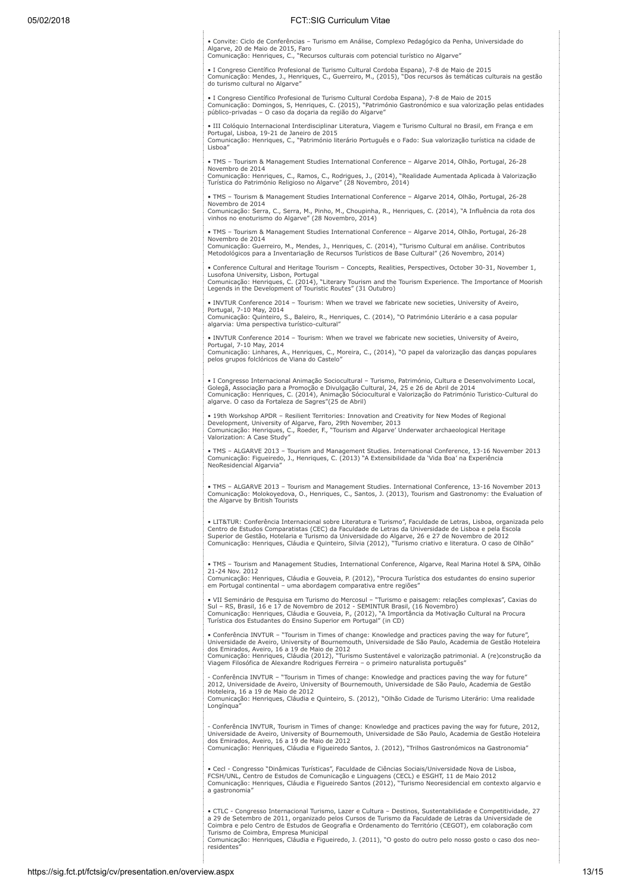- Convite: Ciclo de Conferências – Turismo em Análise, Complexo Pedagógico da Penha, Universidade do Algarve, 20 de Maio de 2015, Faro
Comunicação: Henriques, C., "Recursos culturais com potencial turístico no Algarve"

- I Congreso Científico Profesional de Turismo Cultural Cordoba Espana), 7-8 de Maio de 2015
Comunicação: Mendes, J., Henriques, C., Guerreiro, M., (2015), "Dos recursos às temáticas culturais na gestão do turismo cultural no Algarve"

- I Congreso Científico Profesional de Turismo Cultural Cordoba Espana), 7-8 de Maio de 2015
Comunicação: Domingos, S, Henriques, C. (2015), "Património Gastronómico e sua valorização pelas entidades público-privadas – O caso da doçaria da região do Algarve"

- III Colóquio Internacional Interdisciplinar Literatura, Viagem e Turismo Cultural no Brasil, em França e em Portugal, Lisboa, 19-21 de Janeiro de 2015
Comunicação: Henriques, C., "Património literário Português e o Fado: Sua valorização turística na cidade de Lisboa"

- TMS – Tourism & Management Studies International Conference – Algarve 2014, Olhão, Portugal, 26-28 Novembro de 2014
Comunicação: Henriques, C., Ramos, C., Rodrigues, J., (2014), "Realidade Aumentada Aplicada à Valorização Turística do Património Religioso no Algarve" (28 Novembro, 2014)

- TMS – Tourism & Management Studies International Conference – Algarve 2014, Olhão, Portugal, 26-28 Novembro de 2014
Comunicação: Serra, C., Serra, M., Pinho, M., Choupinha, R., Henriques, C. (2014), "A Influência da rota dos vinhos no enoturismo do Algarve" (28 Novembro, 2014)

- TMS – Tourism & Management Studies International Conference – Algarve 2014, Olhão, Portugal, 26-28 Novembro de 2014
Comunicação: Guerreiro, M., Mendes, J., Henriques, C. (2014), "Turismo Cultural em análise. Contributos Metodológicos para a Inventariação de Recursos Turísticos de Base Cultural" (26 Novembro, 2014)

- Conference Cultural and Heritage Tourism – Concepts, Realities, Perspectives, October 30-31, November 1, Lusofona University, Lisbon, Portugal
Comunicação: Henriques, C. (2014), "Literary Tourism and the Tourism Experience. The Importance of Moorish Legends in the Development of Touristic Routes" (31 Outubro)

- INVTUR Conference 2014 – Tourism: When we travel we fabricate new societies, University of Aveiro, Portugal, 7-10 May, 2014
Comunicação: Quinteiro, S., Baleiro, R., Henriques, C. (2014), "O Património Literário e a casa popular algarvia: Uma perspectiva turístico-cultural"

- INVTUR Conference 2014 – Tourism: When we travel we fabricate new societies, University of Aveiro, Portugal, 7-10 May, 2014
Comunicação: Linhares, A., Henriques, C., Moreira, C., (2014), "O papel da valorização das danças populares pelos grupos folclóricos de Viana do Castelo"

- I Congresso Internacional Animação Sociocultural – Turismo, Património, Cultura e Desenvolvimento Local, Golegã, Associação para a Promoção e Divulgação Cultural, 24, 25 e 26 de Abril de 2014
Comunicação: Henriques, C. (2014), Animação Sóciocultural e Valorização do Património Turistico-Cultural do algarve. O caso da Fortaleza de Sagres"(25 de Abril)

- 19th Workshop APDR – Resilient Territories: Innovation and Creativity for New Modes of Regional Development, University of Algarve, Faro, 29th November, 2013
Comunicação: Henriques, C., Roeder, F., "Tourism and Algarve' Underwater archaeological Heritage Valorization: A Case Study"

- TMS – ALGARVE 2013 – Tourism and Management Studies. International Conference, 13-16 November 2013
Comunicação: Figueiredo, J., Henriques, C. (2013) "A Extensibilidade da 'Vida Boa' na Experiência NeoResidencial Algarvia"

- TMS – ALGARVE 2013 – Tourism and Management Studies. International Conference, 13-16 November 2013
Comunicação: Molokoyedova, O., Henriques, C., Santos, J. (2013), Tourism and Gastronomy: the Evaluation of the Algarve by British Tourists

- LIT&TUR: Conferência Internacional sobre Literatura e Turismo", Faculdade de Letras, Lisboa, organizada pelo Centro de Estudos Comparatistas (CEC) da Faculdade de Letras da Universidade de Lisboa e pela Escola Superior de Gestão, Hotelaria e Turismo da Universidade do Algarve, 26 e 27 de Novembro de 2012
Comunicação: Henriques, Cláudia e Quinteiro, Silvia (2012), "Turismo criativo e literatura. O caso de Olhão"

- TMS – Tourism and Management Studies, International Conference, Algarve, Real Marina Hotel & SPA, Olhão 21-24 Nov. 2012
Comunicação: Henriques, Cláudia e Gouveia, P. (2012), "Procura Turística dos estudantes do ensino superior em Portugal continental – uma abordagem comparativa entre regiões"

- VII Seminário de Pesquisa em Turismo do Mercosul – "Turismo e paisagem: relações complexas", Caxias do Sul – RS, Brasil, 16 e 17 de Novembro de 2012 - SEMINTUR Brasil, (16 Novembro)
Comunicação: Henriques, Cláudia e Gouveia, P., (2012), "A Importância da Motivação Cultural na Procura Turística dos Estudantes do Ensino Superior em Portugal" (in CD)

- Conferência INVTUR – "Tourism in Times of change: Knowledge and practices paving the way for future", Universidade de Aveiro, University of Bournemouth, Universidade de São Paulo, Academia de Gestão Hoteleira dos Emirados, Aveiro, 16 a 19 de Maio de 2012
Comunicação: Henriques, Cláudia (2012), "Turismo Sustentável e valorização patrimonial. A (re)construção da Viagem Filosófica de Alexandre Rodrigues Ferreira – o primeiro naturalista português"

- Conferência INVTUR – "Tourism in Times of change: Knowledge and practices paving the way for future" 2012, Universidade de Aveiro, University of Bournemouth, Universidade de São Paulo, Academia de Gestão Hoteleira, 16 a 19 de Maio de 2012
Comunicação: Henriques, Cláudia e Quinteiro, S. (2012), "Olhão Cidade de Turismo Literário: Uma realidade Longínqua"

- Conferência INVTUR, Tourism in Times of change: Knowledge and practices paving the way for future, 2012, Universidade de Aveiro, University of Bournemouth, Universidade de São Paulo, Academia de Gestão Hoteleira dos Emirados, Aveiro, 16 a 19 de Maio de 2012
Comunicação: Henriques, Cláudia e Figueiredo Santos, J. (2012), "Trilhos Gastronómicos na Gastronomia"

- Cecl - Congresso "Dinâmicas Turísticas", Faculdade de Ciências Sociais/Universidade Nova de Lisboa, FCSH/UNL, Centro de Estudos de Comunicação e Linguagens (CECL) e ESGHT, 11 de Maio 2012
Comunicação: Henriques, Cláudia e Figueiredo Santos (2012), "Turismo Neoresidencial em contexto algarvio e a gastronomia"

- CTLC - Congresso Internacional Turismo, Lazer e Cultura – Destinos, Sustentabilidade e Competitividade, 27 a 29 de Setembro de 2011, organizado pelos Cursos de Turismo da Faculdade de Letras da Universidade de Coimbra e pelo Centro de Estudos de Geografia e Ordenamento do Território (CEGOT), em colaboração com Turismo de Coimbra, Empresa Municipal
Comunicação: Henriques, Cláudia e Figueiredo, J. (2011), "O gosto do outro pelo nosso gosto o caso dos neo-residentes"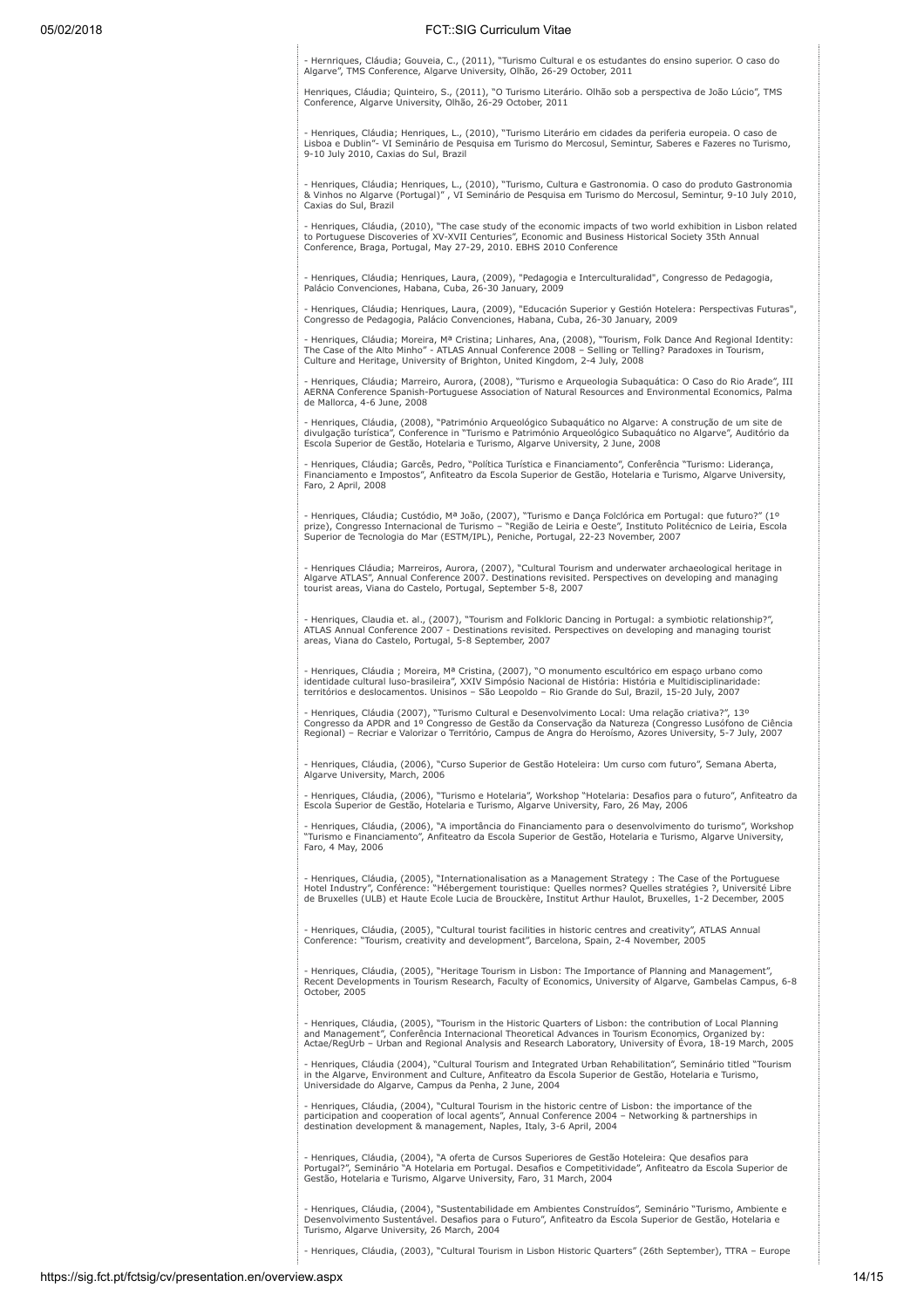- Hernriques, Cláudia; Gouveia, C., (2011), "Turismo Cultural e os estudantes do ensino superior. O caso do Algarve", TMS Conference, Algarve University, Olhão, 26-29 October, 2011

Henriques, Cláudia; Quinteiro, S., (2011), "O Turismo Literário. Olhão sob a perspectiva de João Lúcio", TMS Conference, Algarve University, Olhão, 26-29 October, 2011

- Henriques, Cláudia; Henriques, L., (2010), "Turismo Literário em cidades da periferia europeia. O caso de Lisboa e Dublin"- VI Seminário de Pesquisa em Turismo do Mercosul, Semintur, Saberes e Fazeres no Turismo, 9-10 July 2010, Caxias do Sul, Brazil

- Henriques, Cláudia; Henriques, L., (2010), "Turismo, Cultura e Gastronomia. O caso do produto Gastronomia & Vinhos no Algarve (Portugal)" , VI Seminário de Pesquisa em Turismo do Mercosul, Semintur, 9-10 July 2010, Caxias do Sul, Brazil

- Henriques, Cláudia, (2010), "The case study of the economic impacts of two world exhibition in Lisbon related to Portuguese Discoveries of XV-XVII Centuries", Economic and Business Historical Society 35th Annual Conference, Braga, Portugal, May 27-29, 2010. EBHS 2010 Conference

- Henriques, Cláudia; Henriques, Laura, (2009), "Pedagogia e Interculturalidad", Congresso de Pedagogia, Palácio Convenciones, Habana, Cuba, 26-30 January, 2009

- Henriques, Cláudia; Henriques, Laura, (2009), "Educación Superior y Gestión Hotelera: Perspectivas Futuras", Congresso de Pedagogia, Palácio Convenciones, Habana, Cuba, 26-30 January, 2009

- Henriques, Cláudia; Moreira, Mª Cristina; Linhares, Ana, (2008), "Tourism, Folk Dance And Regional Identity: The Case of the Alto Minho" - ATLAS Annual Conference 2008 – Selling or Telling? Paradoxes in Tourism, Culture and Heritage, University of Brighton, United Kingdom, 2-4 July, 2008

- Henriques, Cláudia; Marreiro, Aurora, (2008), "Turismo e Arqueologia Subaquática: O Caso do Rio Arade", III AERNA Conference Spanish-Portuguese Association of Natural Resources and Environmental Economics, Palma de Mallorca, 4-6 June, 2008

- Henriques, Cláudia, (2008), "Património Arqueológico Subaquático no Algarve: A construção de um site de divulgação turística", Conference in "Turismo e Património Arqueológico Subaquático no Algarve", Auditório da Escola Superior de Gestão, Hotelaria e Turismo, Algarve University, 2 June, 2008

- Henriques, Cláudia; Garcês, Pedro, "Política Turística e Financiamento", Conferência "Turismo: Liderança, Financiamento e Impostos", Anfiteatro da Escola Superior de Gestão, Hotelaria e Turismo, Algarve University, Faro, 2 April, 2008

- Henriques, Cláudia; Custódio, Mª João, (2007), "Turismo e Dança Folclórica em Portugal: que futuro?" (1º prize), Congresso Internacional de Turismo – "Região de Leiria e Oeste", Instituto Politécnico de Leiria, Escola Superior de Tecnologia do Mar (ESTM/IPL), Peniche, Portugal, 22-23 November, 2007

- Henriques Cláudia; Marreiros, Aurora, (2007), "Cultural Tourism and underwater archaeological heritage in Algarve ATLAS", Annual Conference 2007. Destinations revisited. Perspectives on developing and managing tourist areas, Viana do Castelo, Portugal, September 5-8, 2007

- Henriques, Claudia et. al., (2007), "Tourism and Folkloric Dancing in Portugal: a symbiotic relationship?", ATLAS Annual Conference 2007 - Destinations revisited. Perspectives on developing and managing tourist areas, Viana do Castelo, Portugal, 5-8 September, 2007

- Henriques, Cláudia ; Moreira, Mª Cristina, (2007), "O monumento escultórico em espaço urbano como identidade cultural luso-brasileira", XXIV Simpósio Nacional de História: História e Multidisciplinaridade: territórios e deslocamentos. Unisinos – São Leopoldo – Rio Grande do Sul, Brazil, 15-20 July, 2007

- Henriques, Cláudia (2007), "Turismo Cultural e Desenvolvimento Local: Uma relação criativa?", 13º Congresso da APDR and 1º Congresso de Gestão da Conservação da Natureza (Congresso Lusófono de Ciência Regional) – Recriar e Valorizar o Território, Campus de Angra do Heroísmo, Azores University, 5-7 July, 2007

- Henriques, Cláudia, (2006), "Curso Superior de Gestão Hoteleira: Um curso com futuro", Semana Aberta, Algarve University, March, 2006

- Henriques, Cláudia, (2006), "Turismo e Hotelaria", Workshop "Hotelaria: Desafios para o futuro", Anfiteatro da Escola Superior de Gestão, Hotelaria e Turismo, Algarve University, Faro, 26 May, 2006

- Henriques, Cláudia, (2006), "A importância do Financiamento para o desenvolvimento do turismo", Workshop "Turismo e Financiamento", Anfiteatro da Escola Superior de Gestão, Hotelaria e Turismo, Algarve University, Faro, 4 May, 2006

- Henriques, Cláudia, (2005), "Internationalisation as a Management Strategy : The Case of the Portuguese Hotel Industry", Conférence: "Hébergement touristique: Quelles normes? Quelles stratégies ?, Université Libre de Bruxelles (ULB) et Haute Ecole Lucia de Brouckère, Institut Arthur Haulot, Bruxelles, 1-2 December, 2005

- Henriques, Cláudia, (2005), "Cultural tourist facilities in historic centres and creativity", ATLAS Annual Conference: "Tourism, creativity and development", Barcelona, Spain, 2-4 November, 2005

- Henriques, Cláudia, (2005), "Heritage Tourism in Lisbon: The Importance of Planning and Management", Recent Developments in Tourism Research, Faculty of Economics, University of Algarve, Gambelas Campus, 6-8 October, 2005

- Henriques, Cláudia, (2005), "Tourism in the Historic Quarters of Lisbon: the contribution of Local Planning and Management", Conferência Internacional Theoretical Advances in Tourism Economics, Organized by: Actae/RegUrb – Urban and Regional Analysis and Research Laboratory, University of Évora, 18-19 March, 2005

- Henriques, Cláudia (2004), "Cultural Tourism and Integrated Urban Rehabilitation", Seminário titled "Tourism in the Algarve, Environment and Culture, Anfiteatro da Escola Superior de Gestão, Hotelaria e Turismo, Universidade do Algarve, Campus da Penha, 2 June, 2004

- Henriques, Cláudia, (2004), "Cultural Tourism in the historic centre of Lisbon: the importance of the participation and cooperation of local agents", Annual Conference 2004 – Networking & partnerships in destination development & management, Naples, Italy, 3-6 April, 2004

- Henriques, Cláudia, (2004), "A oferta de Cursos Superiores de Gestão Hoteleira: Que desafios para Portugal?", Seminário "A Hotelaria em Portugal. Desafios e Competitividade", Anfiteatro da Escola Superior de Gestão, Hotelaria e Turismo, Algarve University, Faro, 31 March, 2004

- Henriques, Cláudia, (2004), "Sustentabilidade em Ambientes Construídos", Seminário "Turismo, Ambiente e Desenvolvimento Sustentável. Desafios para o Futuro", Anfiteatro da Escola Superior de Gestão, Hotelaria e Turismo, Algarve University, 26 March, 2004

- Henriques, Cláudia, (2003), "Cultural Tourism in Lisbon Historic Quarters" (26th September), TTRA – Europe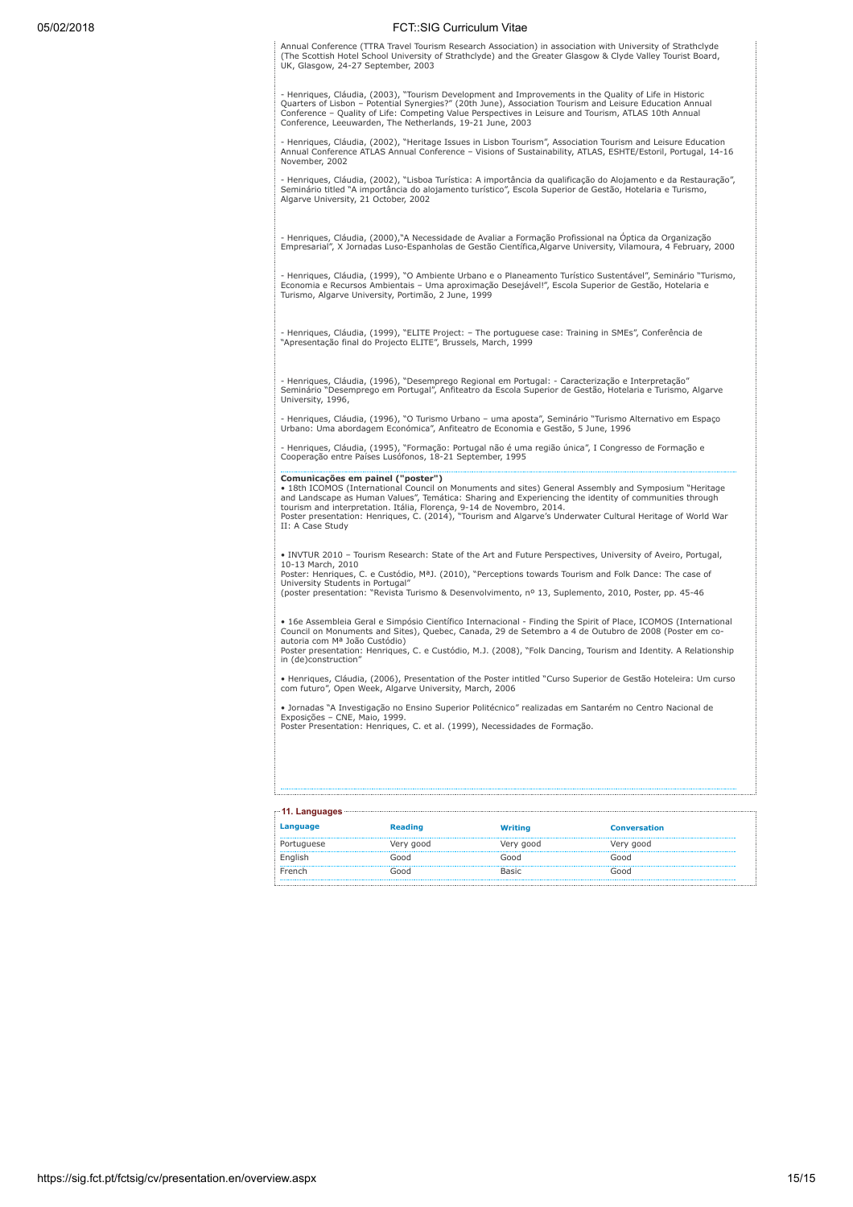Annual Conference (TTRA Travel Tourism Research Association) in association with University of Strathclyde (The Scottish Hotel School University of Strathclyde) and the Greater Glasgow & Clyde Valley Tourist Board, UK, Glasgow, 24-27 September, 2003

- Henriques, Cláudia, (2003), "Tourism Development and Improvements in the Quality of Life in Historic Quarters of Lisbon – Potential Synergies?" (20th June), Association Tourism and Leisure Education Annual Conference – Quality of Life: Competing Value Perspectives in Leisure and Tourism, ATLAS 10th Annual Conference, Leeuwarden, The Netherlands, 19-21 June, 2003

- Henriques, Cláudia, (2002), "Heritage Issues in Lisbon Tourism", Association Tourism and Leisure Education Annual Conference ATLAS Annual Conference – Visions of Sustainability, ATLAS, ESHTE/Estoril, Portugal, 14-16 November, 2002

- Henriques, Cláudia, (2002), "Lisboa Turística: A importância da qualificação do Alojamento e da Restauração", Seminário titled "A importância do alojamento turístico", Escola Superior de Gestão, Hotelaria e Turismo, Algarve University, 21 October, 2002

- Henriques, Cláudia, (2000),"A Necessidade de Avaliar a Formação Profissional na Óptica da Organização Empresarial", X Jornadas Luso-Espanholas de Gestão Científica,Algarve University, Vilamoura, 4 February, 2000

- Henriques, Cláudia, (1999), "O Ambiente Urbano e o Planeamento Turístico Sustentável", Seminário "Turismo, Economia e Recursos Ambientais – Uma aproximação Desejável!", Escola Superior de Gestão, Hotelaria e Turismo, Algarve University, Portimão, 2 June, 1999

- Henriques, Cláudia, (1999), "ELITE Project: – The portuguese case: Training in SMEs", Conferência de "Apresentação final do Projecto ELITE", Brussels, March, 1999

- Henriques, Cláudia, (1996), "Desemprego Regional em Portugal: - Caracterização e Interpretação" Seminário "Desemprego em Portugal", Anfiteatro da Escola Superior de Gestão, Hotelaria e Turismo, Algarve University, 1996,

- Henriques, Cláudia, (1996), "O Turismo Urbano – uma aposta", Seminário "Turismo Alternativo em Espaço Urbano: Uma abordagem Económica", Anfiteatro de Economia e Gestão, 5 June, 1996

- Henriques, Cláudia, (1995), "Formação: Portugal não é uma região única", I Congresso de Formação e Cooperação entre Países Lusófonos, 18-21 September, 1995

**Comunicações em painel ("poster")**

• 18th ICOMOS (International Council on Monuments and sites) General Assembly and Symposium "Heritage and Landscape as Human Values", Temática: Sharing and Experiencing the identity of communities through tourism and interpretation. Itália, Florença, 9-14 de Novembro, 2014.
Poster presentation: Henriques, C. (2014), "Tourism and Algarve's Underwater Cultural Heritage of World War II: A Case Study

• INVTUR 2010 – Tourism Research: State of the Art and Future Perspectives, University of Aveiro, Portugal, 10-13 March, 2010
Poster: Henriques, C. e Custódio, MªJ. (2010), "Perceptions towards Tourism and Folk Dance: The case of University Students in Portugal"
(poster presentation: "Revista Turismo & Desenvolvimento, nº 13, Suplemento, 2010, Poster, pp. 45-46

• 16e Assembleia Geral e Simpósio Científico Internacional - Finding the Spirit of Place, ICOMOS (International Council on Monuments and Sites), Quebec, Canada, 29 de Setembro a 4 de Outubro de 2008 (Poster em co-autoria com Mª João Custódio)
Poster presentation: Henriques, C. e Custódio, M.J. (2008), "Folk Dancing, Tourism and Identity. A Relationship in (de)construction"

• Henriques, Cláudia, (2006), Presentation of the Poster intitled "Curso Superior de Gestão Hoteleira: Um curso com futuro", Open Week, Algarve University, March, 2006

• Jornadas "A Investigação no Ensino Superior Politécnico" realizadas em Santarém no Centro Nacional de Exposições – CNE, Maio, 1999.
Poster Presentation: Henriques, C. et al. (1999), Necessidades de Formação.

## 11. Languages

| Language | Reading | Writing | Conversation |
|---|---|---|---|
| Portuguese | Very good | Very good | Very good |
| English | Good | Good | Good |
| French | Good | Basic | Good |